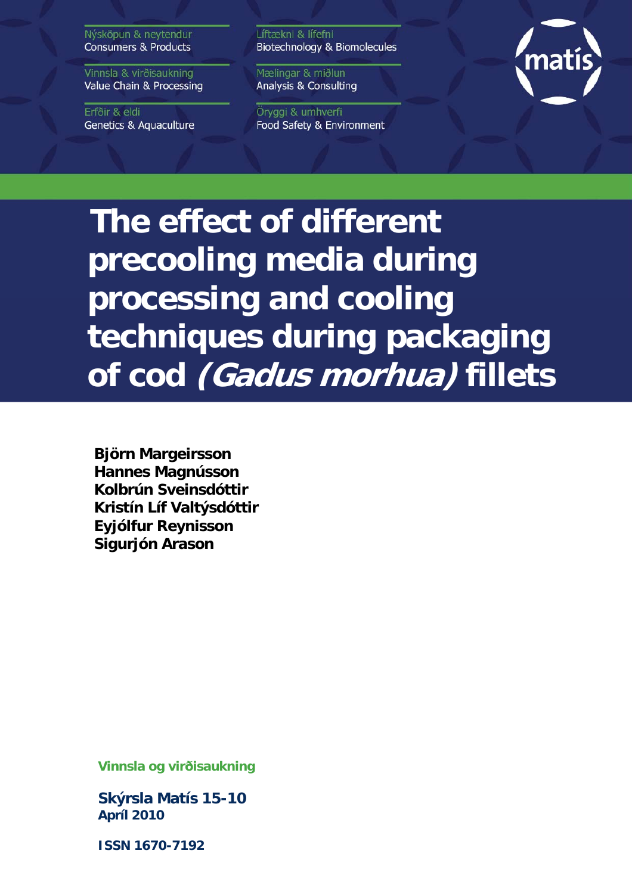Nýsköpun & neytendur
Consumers & Products

Vinnsla & virðisaukning
Value Chain & Processing

Erfðir & eldi
Genetics & Aquaculture

Líftækni & lífefni
Biotechnology & Biomolecules

Mælingar & miðlun
Analysis & Consulting

Öryggi & umhverfi
Food Safety & Environment

matís

# The effect of different precooling media during processing and cooling techniques during packaging of cod *(Gadus morhua)* fillets

**Björn Margeirsson**
**Hannes Magnússon**
**Kolbrún Sveinsdóttir**
**Kristín Líf Valtýsdóttir**
**Eyjólfur Reynisson**
**Sigurjón Arason**

**Vinnsla og virðisaukning**

**Skýrsla Matís 15-10**
**Apríl 2010**

**ISSN 1670-7192**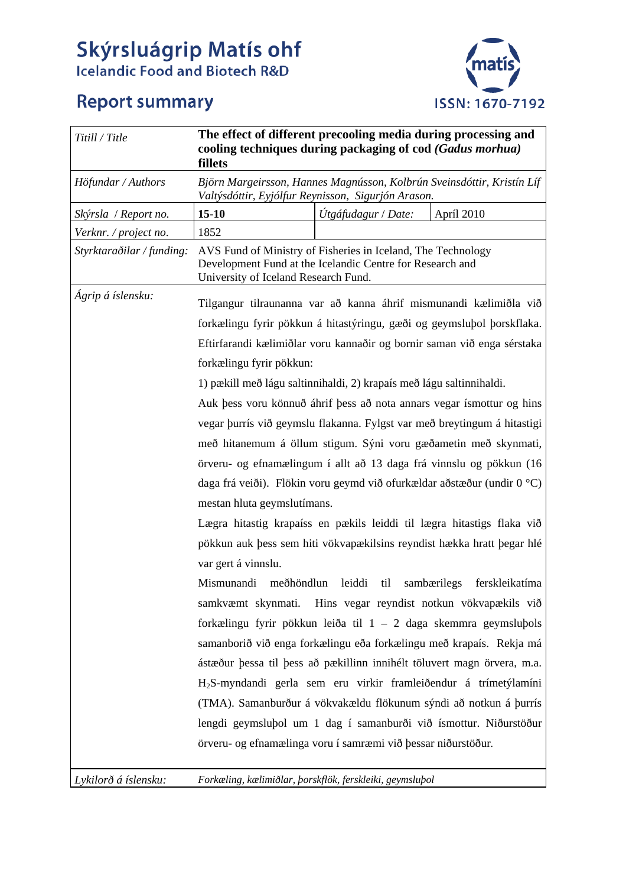# Skýrsluágrip Matís ohf

Icelandic Food and Biotech R&D

## Report summary

ISSN: 1670-7192

| *Titill / Title* | **The effect of different precooling media during processing and cooling techniques during packaging of cod *(Gadus morhua)* fillets** | | |
|---|---|---|---|
| *Höfundar / Authors* | *Björn Margeirsson, Hannes Magnússon, Kolbrún Sveinsdóttir, Kristín Líf Valtýsdóttir, Eyjólfur Reynisson, Sigurjón Arason.* | | |
| *Skýrsla / Report no.* | **15-10** | *Útgáfudagur / Date:* | Apríl 2010 |
| *Verknr. / project no.* | 1852 | | |
| *Styrktaraðilar / funding:* | AVS Fund of Ministry of Fisheries in Iceland, The Technology Development Fund at the Icelandic Centre for Research and University of Iceland Research Fund. | | |

*Ágrip á íslensku:*

Tilgangur tilraunanna var að kanna áhrif mismunandi kælimiðla við forkælingu fyrir pökkun á hitastýringu, gæði og geymsluþol þorskflaka. Eftirfarandi kælimiðlar voru kannaðir og bornir saman við enga sérstaka forkælingu fyrir pökkun:

1) pækill með lágu saltinnihaldi, 2) krapaís með lágu saltinnihaldi.

Auk þess voru könnuð áhrif þess að nota annars vegar ísmottur og hins vegar þurrís við geymslu flakanna. Fylgst var með breytingum á hitastigi með hitanemum á öllum stigum. Sýni voru gæðametin með skynmati, örveru- og efnamælingum í allt að 13 daga frá vinnslu og pökkun (16 daga frá veiði). Flökin voru geymd við ofurkældar aðstæður (undir 0 °C) mestan hluta geymslutímans.

Lægra hitastig krapaíss en pækils leiddi til lægra hitastigs flaka við pökkun auk þess sem hiti vökvapækilsins reyndist hækka hratt þegar hlé var gert á vinnslu.

Mismunandi meðhöndlun leiddi til sambærilegs ferskleikatíma samkvæmt skynmati. Hins vegar reyndist notkun vökvapækils við forkælingu fyrir pökkun leiða til 1 – 2 daga skemmra geymsluþols samanborið við enga forkælingu eða forkælingu með krapaís. Rekja má ástæður þessa til þess að pækillinn innihélt töluvert magn örvera, m.a. $H_2S$-myndandi gerla sem eru virkir framleiðendur á trímetýlamíni (TMA). Samanburður á vökvakældu flökunum sýndi að notkun á þurrís lengdi geymsluþol um 1 dag í samanburði við ísmottur. Niðurstöður örveru- og efnamælinga voru í samræmi við þessar niðurstöður.

*Lykilorð á íslensku:* *Forkæling, kælimiðlar, þorskflök, ferskleiki, geymsluþol*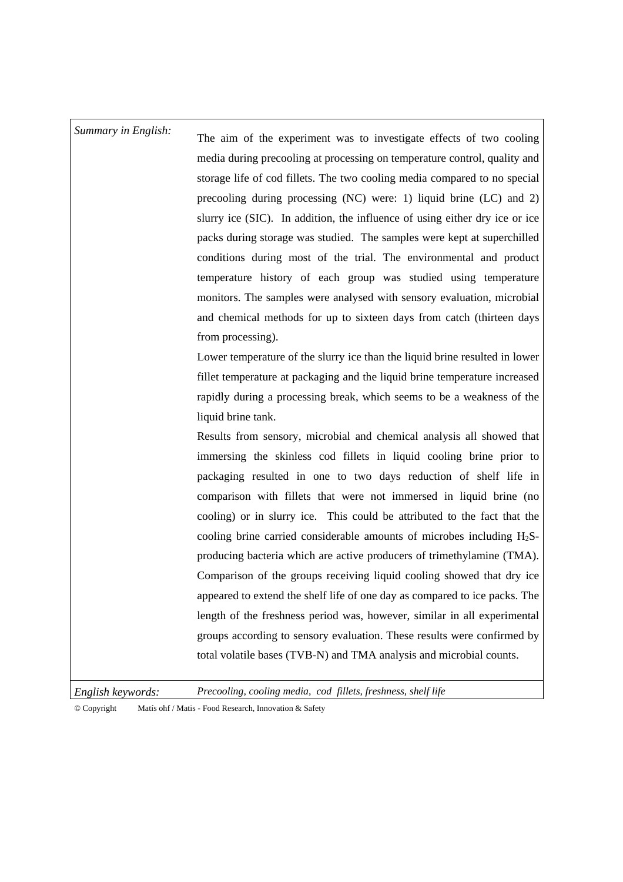*Summary in English:*

The aim of the experiment was to investigate effects of two cooling media during precooling at processing on temperature control, quality and storage life of cod fillets. The two cooling media compared to no special precooling during processing (NC) were: 1) liquid brine (LC) and 2) slurry ice (SIC). In addition, the influence of using either dry ice or ice packs during storage was studied. The samples were kept at superchilled conditions during most of the trial. The environmental and product temperature history of each group was studied using temperature monitors. The samples were analysed with sensory evaluation, microbial and chemical methods for up to sixteen days from catch (thirteen days from processing).

Lower temperature of the slurry ice than the liquid brine resulted in lower fillet temperature at packaging and the liquid brine temperature increased rapidly during a processing break, which seems to be a weakness of the liquid brine tank.

Results from sensory, microbial and chemical analysis all showed that immersing the skinless cod fillets in liquid cooling brine prior to packaging resulted in one to two days reduction of shelf life in comparison with fillets that were not immersed in liquid brine (no cooling) or in slurry ice. This could be attributed to the fact that the cooling brine carried considerable amounts of microbes including $H_2S$-producing bacteria which are active producers of trimethylamine (TMA). Comparison of the groups receiving liquid cooling showed that dry ice appeared to extend the shelf life of one day as compared to ice packs. The length of the freshness period was, however, similar in all experimental groups according to sensory evaluation. These results were confirmed by total volatile bases (TVB-N) and TMA analysis and microbial counts.

*English keywords:* *Precooling, cooling media, cod fillets, freshness, shelf life*

© Copyright Matís ohf / Matis - Food Research, Innovation & Safety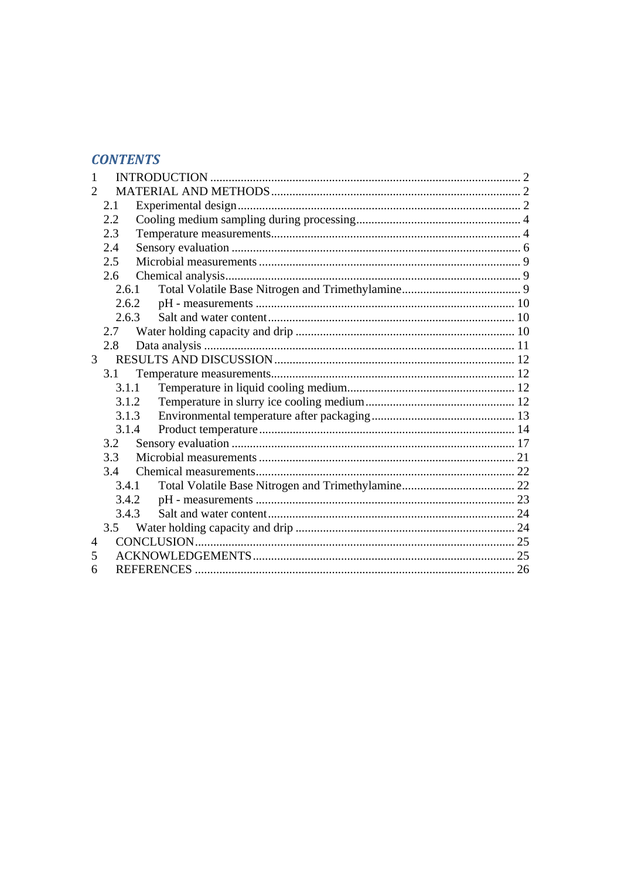## *CONTENTS*

1 INTRODUCTION ..................................................................................................... 2
2 MATERIAL AND METHODS ................................................................................. 2
  2.1 Experimental design ............................................................................................ 2
  2.2 Cooling medium sampling during processing ...................................................... 4
  2.3 Temperature measurements ................................................................................. 4
  2.4 Sensory evaluation .............................................................................................. 6
  2.5 Microbial measurements ..................................................................................... 9
  2.6 Chemical analysis ................................................................................................ 9
    2.6.1 Total Volatile Base Nitrogen and Trimethylamine ....................................... 9
    2.6.2 pH - measurements .................................................................................... 10
    2.6.3 Salt and water content ................................................................................ 10
  2.7 Water holding capacity and drip ....................................................................... 10
  2.8 Data analysis ..................................................................................................... 11
3 RESULTS AND DISCUSSION .............................................................................. 12
  3.1 Temperature measurements ............................................................................... 12
    3.1.1 Temperature in liquid cooling medium ...................................................... 12
    3.1.2 Temperature in slurry ice cooling medium ................................................ 12
    3.1.3 Environmental temperature after packaging .............................................. 13
    3.1.4 Product temperature ................................................................................... 14
  3.2 Sensory evaluation ............................................................................................ 17
  3.3 Microbial measurements ................................................................................... 21
  3.4 Chemical measurements .................................................................................... 22
    3.4.1 Total Volatile Base Nitrogen and Trimethylamine ..................................... 22
    3.4.2 pH - measurements .................................................................................... 23
    3.4.3 Salt and water content ................................................................................ 24
  3.5 Water holding capacity and drip ....................................................................... 24
4 CONCLUSION ........................................................................................................ 25
5 ACKNOWLEDGEMENTS ..................................................................................... 25
6 REFERENCES ........................................................................................................ 26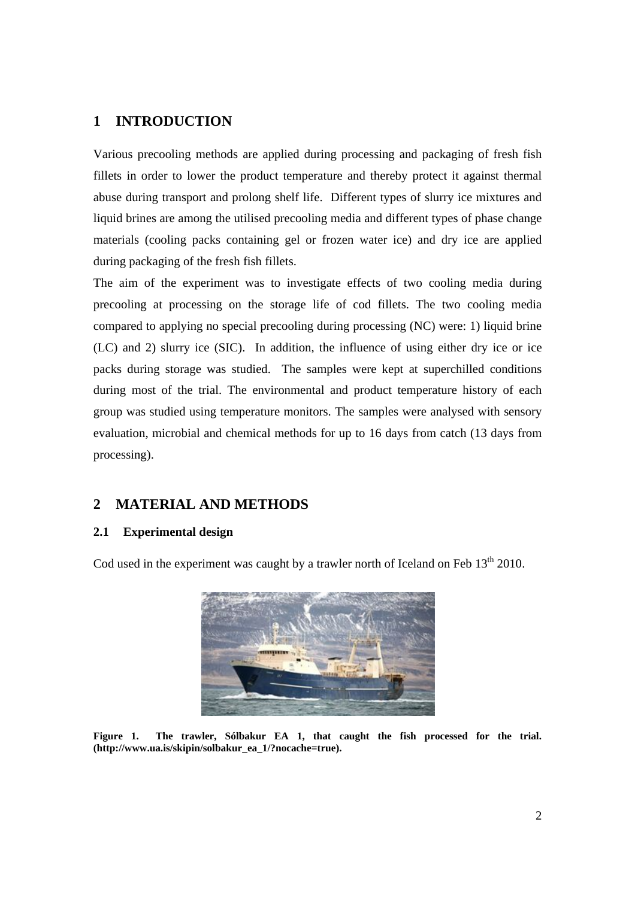# 1 INTRODUCTION

Various precooling methods are applied during processing and packaging of fresh fish fillets in order to lower the product temperature and thereby protect it against thermal abuse during transport and prolong shelf life. Different types of slurry ice mixtures and liquid brines are among the utilised precooling media and different types of phase change materials (cooling packs containing gel or frozen water ice) and dry ice are applied during packaging of the fresh fish fillets.

The aim of the experiment was to investigate effects of two cooling media during precooling at processing on the storage life of cod fillets. The two cooling media compared to applying no special precooling during processing (NC) were: 1) liquid brine (LC) and 2) slurry ice (SIC). In addition, the influence of using either dry ice or ice packs during storage was studied. The samples were kept at superchilled conditions during most of the trial. The environmental and product temperature history of each group was studied using temperature monitors. The samples were analysed with sensory evaluation, microbial and chemical methods for up to 16 days from catch (13 days from processing).

# 2 MATERIAL AND METHODS

## 2.1 Experimental design

Cod used in the experiment was caught by a trawler north of Iceland on Feb 13th 2010.

**Figure 1. The trawler, Sólbakur EA 1, that caught the fish processed for the trial. (http://www.ua.is/skipin/solbakur_ea_1/?nocache=true).**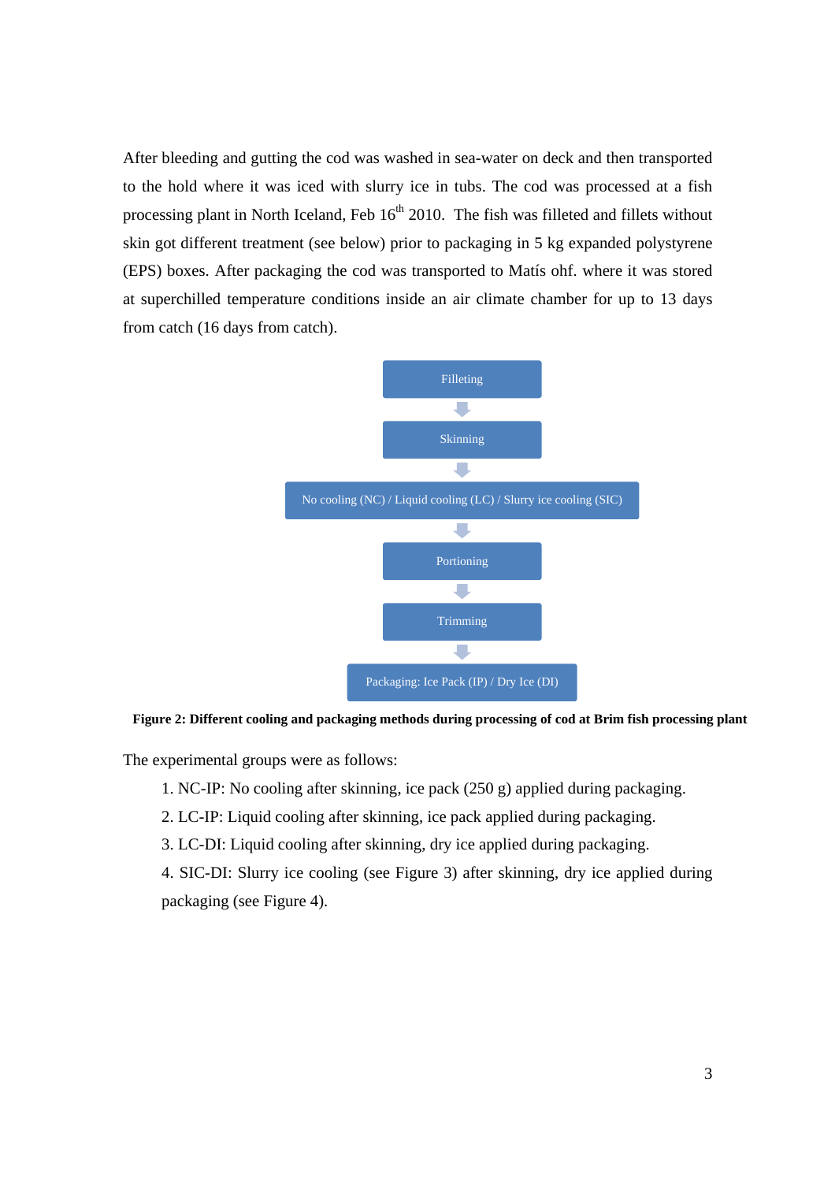After bleeding and gutting the cod was washed in sea-water on deck and then transported to the hold where it was iced with slurry ice in tubs. The cod was processed at a fish processing plant in North Iceland, Feb 16th 2010. The fish was filleted and fillets without skin got different treatment (see below) prior to packaging in 5 kg expanded polystyrene (EPS) boxes. After packaging the cod was transported to Matís ohf. where it was stored at superchilled temperature conditions inside an air climate chamber for up to 13 days from catch (16 days from catch).

Filleting
↓
Skinning
↓
No cooling (NC) / Liquid cooling (LC) / Slurry ice cooling (SIC)
↓
Portioning
↓
Trimming
↓
Packaging: Ice Pack (IP) / Dry Ice (DI)

**Figure 2: Different cooling and packaging methods during processing of cod at Brim fish processing plant**

The experimental groups were as follows:

1. NC-IP: No cooling after skinning, ice pack (250 g) applied during packaging.
2. LC-IP: Liquid cooling after skinning, ice pack applied during packaging.
3. LC-DI: Liquid cooling after skinning, dry ice applied during packaging.
4. SIC-DI: Slurry ice cooling (see Figure 3) after skinning, dry ice applied during packaging (see Figure 4).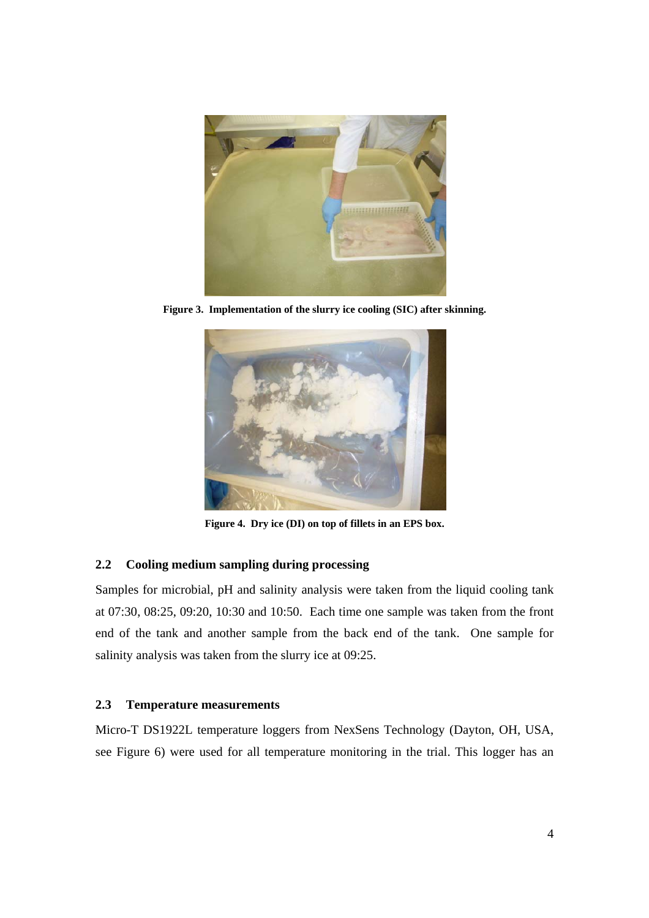Figure 3. Implementation of the slurry ice cooling (SIC) after skinning.

Figure 4. Dry ice (DI) on top of fillets in an EPS box.

### 2.2 Cooling medium sampling during processing

Samples for microbial, pH and salinity analysis were taken from the liquid cooling tank at 07:30, 08:25, 09:20, 10:30 and 10:50. Each time one sample was taken from the front end of the tank and another sample from the back end of the tank. One sample for salinity analysis was taken from the slurry ice at 09:25.

### 2.3 Temperature measurements

Micro-T DS1922L temperature loggers from NexSens Technology (Dayton, OH, USA, see Figure 6) were used for all temperature monitoring in the trial. This logger has an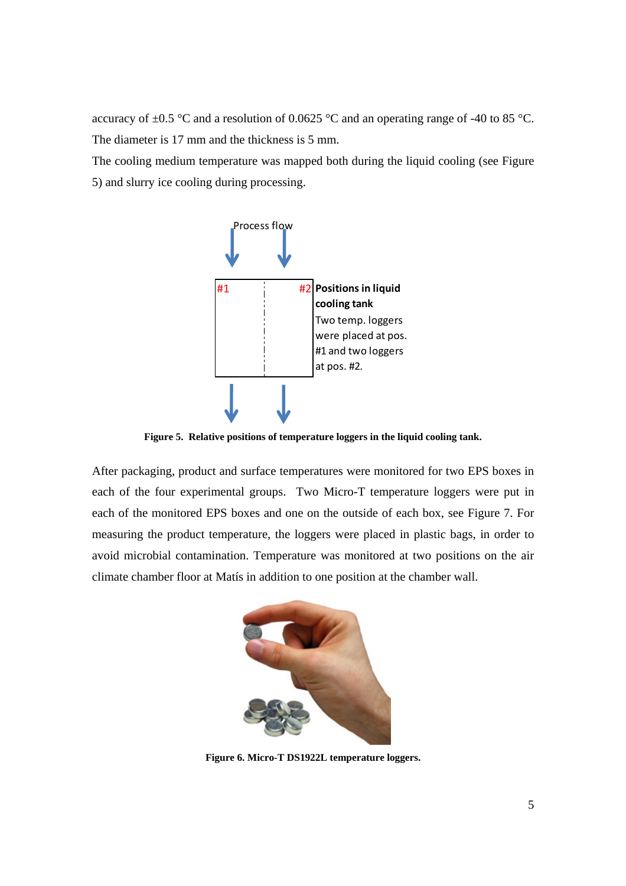accuracy of ±0.5 °C and a resolution of 0.0625 °C and an operating range of -40 to 85 °C. The diameter is 17 mm and the thickness is 5 mm.

The cooling medium temperature was mapped both during the liquid cooling (see Figure 5) and slurry ice cooling during processing.

Process flow

#1 #2 **Positions in liquid cooling tank**
Two temp. loggers were placed at pos. #1 and two loggers at pos. #2.

**Figure 5. Relative positions of temperature loggers in the liquid cooling tank.**

After packaging, product and surface temperatures were monitored for two EPS boxes in each of the four experimental groups. Two Micro-T temperature loggers were put in each of the monitored EPS boxes and one on the outside of each box, see Figure 7. For measuring the product temperature, the loggers were placed in plastic bags, in order to avoid microbial contamination. Temperature was monitored at two positions on the air climate chamber floor at Matís in addition to one position at the chamber wall.

**Figure 6. Micro-T DS1922L temperature loggers.**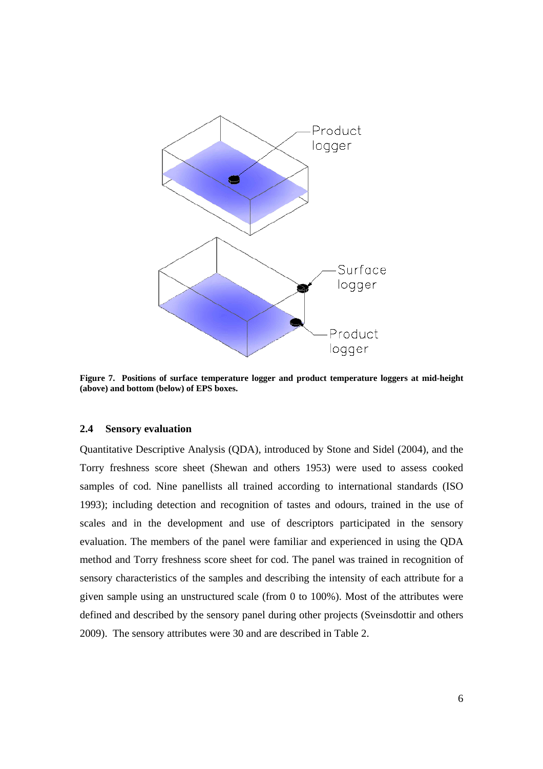**Figure 7. Positions of surface temperature logger and product temperature loggers at mid-height (above) and bottom (below) of EPS boxes.**

### 2.4 Sensory evaluation

Quantitative Descriptive Analysis (QDA), introduced by Stone and Sidel (2004), and the Torry freshness score sheet (Shewan and others 1953) were used to assess cooked samples of cod. Nine panellists all trained according to international standards (ISO 1993); including detection and recognition of tastes and odours, trained in the use of scales and in the development and use of descriptors participated in the sensory evaluation. The members of the panel were familiar and experienced in using the QDA method and Torry freshness score sheet for cod. The panel was trained in recognition of sensory characteristics of the samples and describing the intensity of each attribute for a given sample using an unstructured scale (from 0 to 100%). Most of the attributes were defined and described by the sensory panel during other projects (Sveinsdottir and others 2009). The sensory attributes were 30 and are described in Table 2.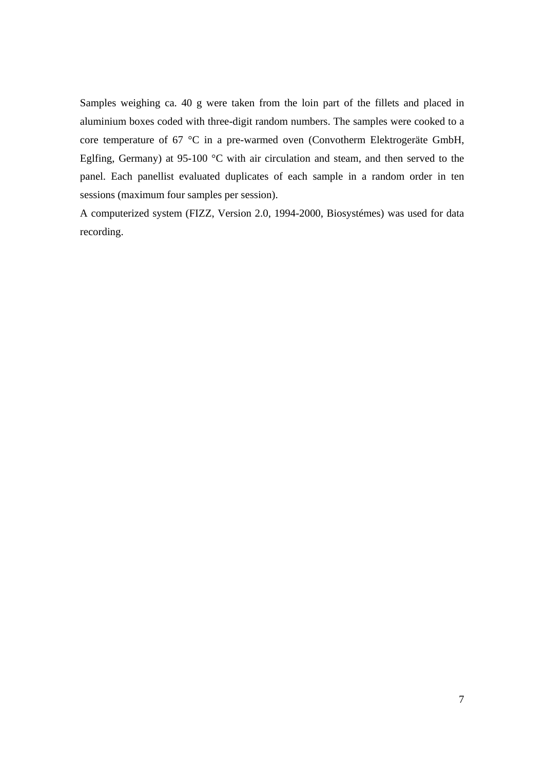Samples weighing ca. 40 g were taken from the loin part of the fillets and placed in aluminium boxes coded with three-digit random numbers. The samples were cooked to a core temperature of 67 °C in a pre-warmed oven (Convotherm Elektrogeräte GmbH, Eglfing, Germany) at 95-100 °C with air circulation and steam, and then served to the panel. Each panellist evaluated duplicates of each sample in a random order in ten sessions (maximum four samples per session).

A computerized system (FIZZ, Version 2.0, 1994-2000, Biosystémes) was used for data recording.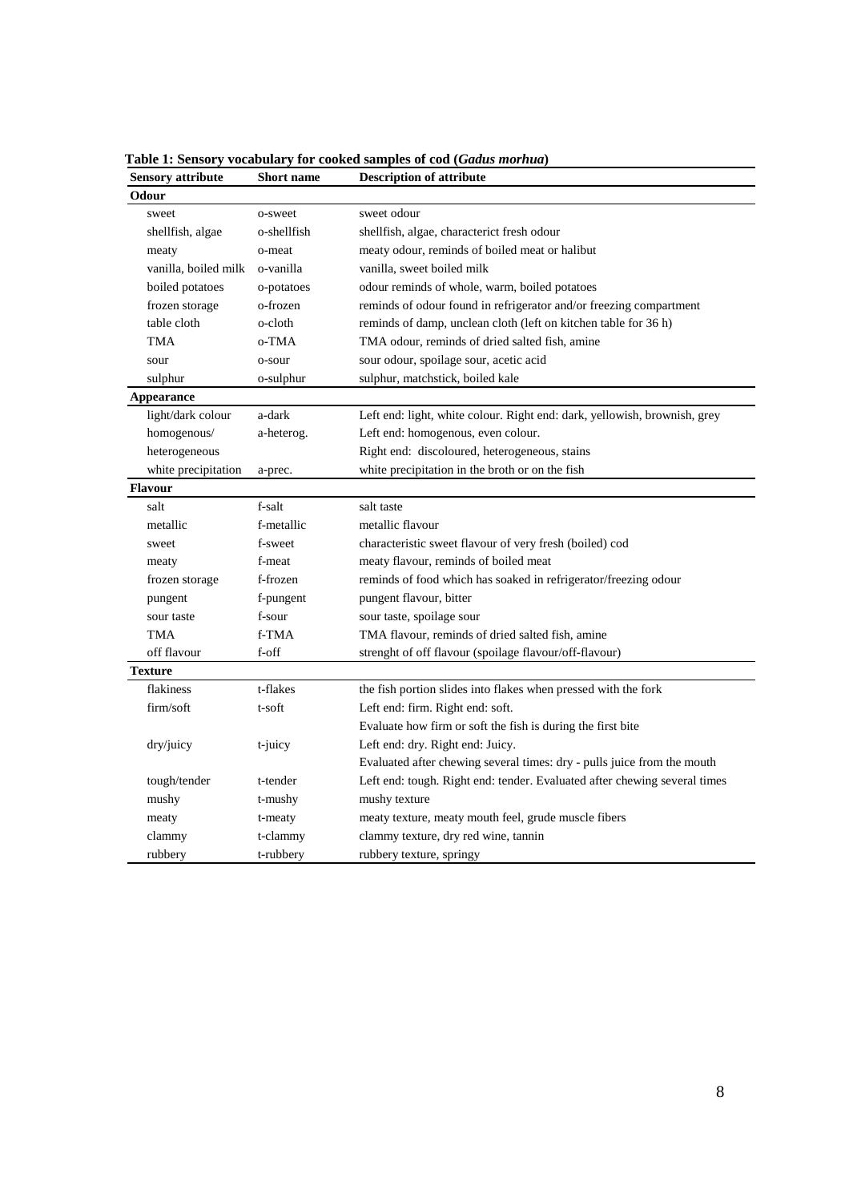**Table 1: Sensory vocabulary for cooked samples of cod (*Gadus morhua*)**

| Sensory attribute | Short name | Description of attribute |
|---|---|---|
| **Odour** | | |
| sweet | o-sweet | sweet odour |
| shellfish, algae | o-shellfish | shellfish, algae, characterict fresh odour |
| meaty | o-meat | meaty odour, reminds of boiled meat or halibut |
| vanilla, boiled milk | o-vanilla | vanilla, sweet boiled milk |
| boiled potatoes | o-potatoes | odour reminds of whole, warm, boiled potatoes |
| frozen storage | o-frozen | reminds of odour found in refrigerator and/or freezing compartment |
| table cloth | o-cloth | reminds of damp, unclean cloth (left on kitchen table for 36 h) |
| TMA | o-TMA | TMA odour, reminds of dried salted fish, amine |
| sour | o-sour | sour odour, spoilage sour, acetic acid |
| sulphur | o-sulphur | sulphur, matchstick, boiled kale |
| **Appearance** | | |
| light/dark colour | a-dark | Left end: light, white colour. Right end: dark, yellowish, brownish, grey |
| homogenous/ heterogeneous | a-heterog. | Left end: homogenous, even colour. Right end: discoloured, heterogeneous, stains |
| white precipitation | a-prec. | white precipitation in the broth or on the fish |
| **Flavour** | | |
| salt | f-salt | salt taste |
| metallic | f-metallic | metallic flavour |
| sweet | f-sweet | characteristic sweet flavour of very fresh (boiled) cod |
| meaty | f-meat | meaty flavour, reminds of boiled meat |
| frozen storage | f-frozen | reminds of food which has soaked in refrigerator/freezing odour |
| pungent | f-pungent | pungent flavour, bitter |
| sour taste | f-sour | sour taste, spoilage sour |
| TMA | f-TMA | TMA flavour, reminds of dried salted fish, amine |
| off flavour | f-off | strenght of off flavour (spoilage flavour/off-flavour) |
| **Texture** | | |
| flakiness | t-flakes | the fish portion slides into flakes when pressed with the fork |
| firm/soft | t-soft | Left end: firm. Right end: soft. Evaluate how firm or soft the fish is during the first bite |
| dry/juicy | t-juicy | Left end: dry. Right end: Juicy. Evaluated after chewing several times: dry - pulls juice from the mouth |
| tough/tender | t-tender | Left end: tough. Right end: tender. Evaluated after chewing several times |
| mushy | t-mushy | mushy texture |
| meaty | t-meaty | meaty texture, meaty mouth feel, grude muscle fibers |
| clammy | t-clammy | clammy texture, dry red wine, tannin |
| rubbery | t-rubbery | rubbery texture, springy |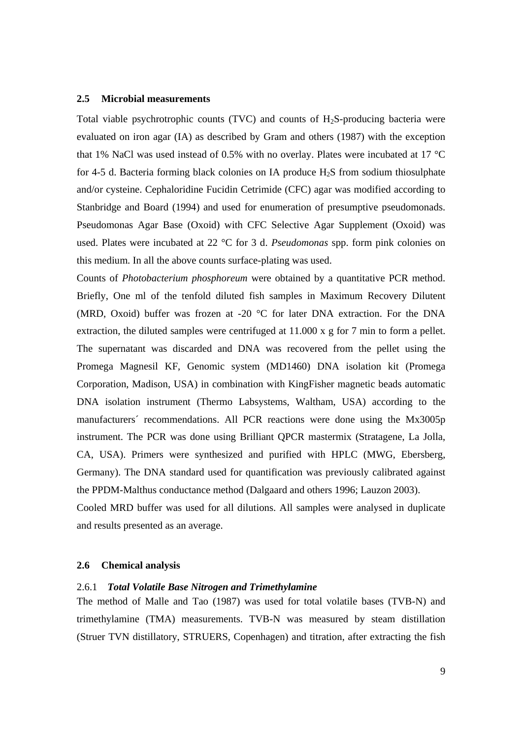## 2.5 Microbial measurements

Total viable psychrotrophic counts (TVC) and counts of $H_2S$-producing bacteria were evaluated on iron agar (IA) as described by Gram and others (1987) with the exception that 1% NaCl was used instead of 0.5% with no overlay. Plates were incubated at 17 °C for 4-5 d. Bacteria forming black colonies on IA produce $H_2S$ from sodium thiosulphate and/or cysteine. Cephaloridine Fucidin Cetrimide (CFC) agar was modified according to Stanbridge and Board (1994) and used for enumeration of presumptive pseudomonads. Pseudomonas Agar Base (Oxoid) with CFC Selective Agar Supplement (Oxoid) was used. Plates were incubated at 22 °C for 3 d. *Pseudomonas* spp. form pink colonies on this medium. In all the above counts surface-plating was used.

Counts of *Photobacterium phosphoreum* were obtained by a quantitative PCR method. Briefly, One ml of the tenfold diluted fish samples in Maximum Recovery Dilutent (MRD, Oxoid) buffer was frozen at -20 °C for later DNA extraction. For the DNA extraction, the diluted samples were centrifuged at 11.000 x g for 7 min to form a pellet. The supernatant was discarded and DNA was recovered from the pellet using the Promega Magnesil KF, Genomic system (MD1460) DNA isolation kit (Promega Corporation, Madison, USA) in combination with KingFisher magnetic beads automatic DNA isolation instrument (Thermo Labsystems, Waltham, USA) according to the manufacturers´ recommendations. All PCR reactions were done using the Mx3005p instrument. The PCR was done using Brilliant QPCR mastermix (Stratagene, La Jolla, CA, USA). Primers were synthesized and purified with HPLC (MWG, Ebersberg, Germany). The DNA standard used for quantification was previously calibrated against the PPDM-Malthus conductance method (Dalgaard and others 1996; Lauzon 2003).

Cooled MRD buffer was used for all dilutions. All samples were analysed in duplicate and results presented as an average.

## 2.6 Chemical analysis

### 2.6.1 *Total Volatile Base Nitrogen and Trimethylamine*

The method of Malle and Tao (1987) was used for total volatile bases (TVB-N) and trimethylamine (TMA) measurements. TVB-N was measured by steam distillation (Struer TVN distillatory, STRUERS, Copenhagen) and titration, after extracting the fish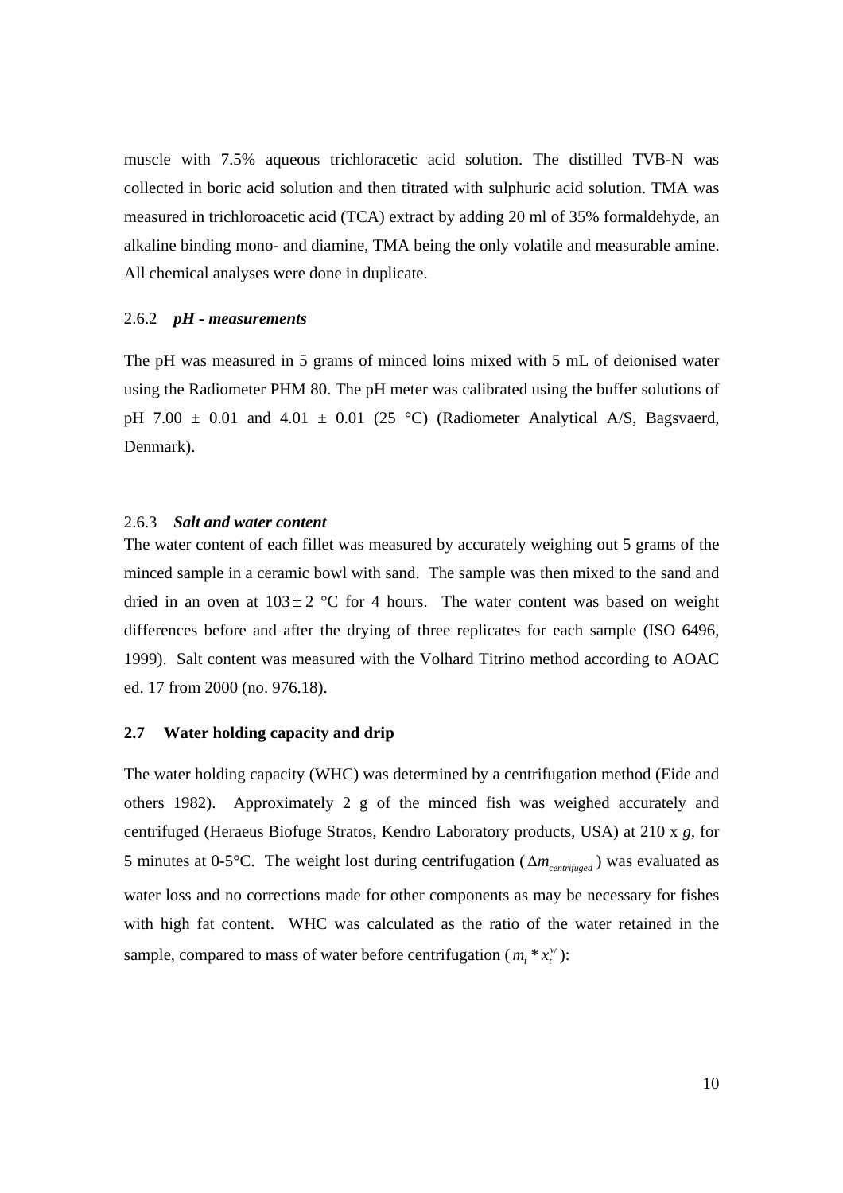muscle with 7.5% aqueous trichloracetic acid solution. The distilled TVB-N was collected in boric acid solution and then titrated with sulphuric acid solution. TMA was measured in trichloroacetic acid (TCA) extract by adding 20 ml of 35% formaldehyde, an alkaline binding mono- and diamine, TMA being the only volatile and measurable amine. All chemical analyses were done in duplicate.

### 2.6.2 *pH - measurements*

The pH was measured in 5 grams of minced loins mixed with 5 mL of deionised water using the Radiometer PHM 80. The pH meter was calibrated using the buffer solutions of pH 7.00 ± 0.01 and 4.01 ± 0.01 (25 °C) (Radiometer Analytical A/S, Bagsvaerd, Denmark).

### 2.6.3 *Salt and water content*

The water content of each fillet was measured by accurately weighing out 5 grams of the minced sample in a ceramic bowl with sand. The sample was then mixed to the sand and dried in an oven at $103 \pm 2$ °C for 4 hours. The water content was based on weight differences before and after the drying of three replicates for each sample (ISO 6496, 1999). Salt content was measured with the Volhard Titrino method according to AOAC ed. 17 from 2000 (no. 976.18).

## 2.7 Water holding capacity and drip

The water holding capacity (WHC) was determined by a centrifugation method (Eide and others 1982). Approximately 2 g of the minced fish was weighed accurately and centrifuged (Heraeus Biofuge Stratos, Kendro Laboratory products, USA) at 210 x *g*, for 5 minutes at 0-5°C. The weight lost during centrifugation ($\Delta m_{centrifuged}$) was evaluated as water loss and no corrections made for other components as may be necessary for fishes with high fat content. WHC was calculated as the ratio of the water retained in the sample, compared to mass of water before centrifugation ($m_t * x_t^w$):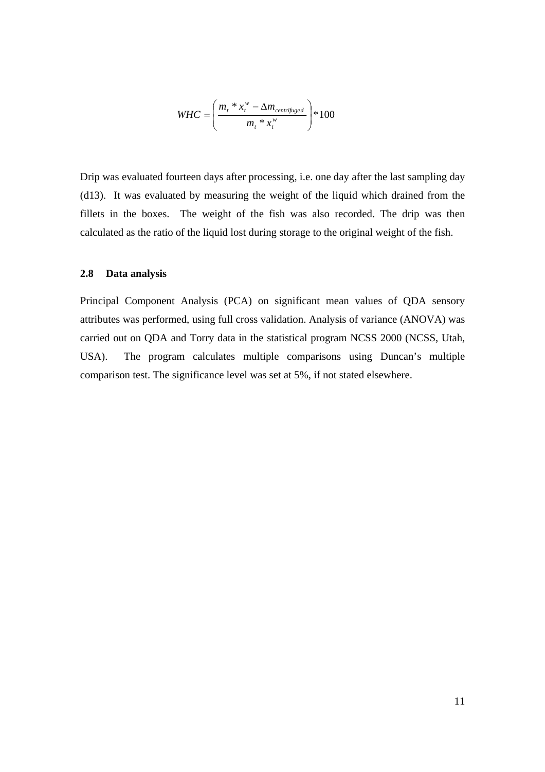$$WHC = \left( \frac{m_t * x_t^w - \Delta m_{centrifuged}}{m_t * x_t^w} \right) * 100$$

Drip was evaluated fourteen days after processing, i.e. one day after the last sampling day (d13). It was evaluated by measuring the weight of the liquid which drained from the fillets in the boxes. The weight of the fish was also recorded. The drip was then calculated as the ratio of the liquid lost during storage to the original weight of the fish.

### 2.8 Data analysis

Principal Component Analysis (PCA) on significant mean values of QDA sensory attributes was performed, using full cross validation. Analysis of variance (ANOVA) was carried out on QDA and Torry data in the statistical program NCSS 2000 (NCSS, Utah, USA). The program calculates multiple comparisons using Duncan's multiple comparison test. The significance level was set at 5%, if not stated elsewhere.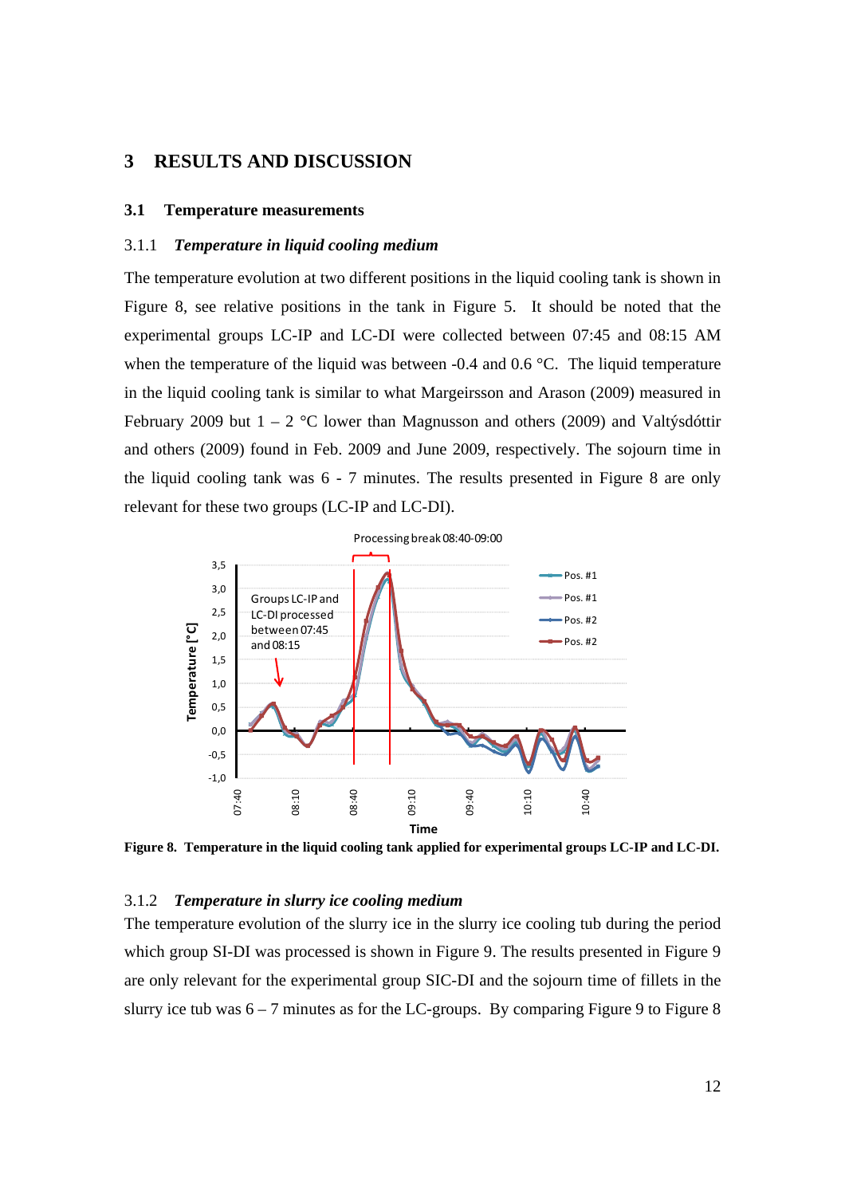# 3 RESULTS AND DISCUSSION

## 3.1 Temperature measurements

### 3.1.1 *Temperature in liquid cooling medium*

The temperature evolution at two different positions in the liquid cooling tank is shown in Figure 8, see relative positions in the tank in Figure 5. It should be noted that the experimental groups LC-IP and LC-DI were collected between 07:45 and 08:15 AM when the temperature of the liquid was between -0.4 and 0.6 °C. The liquid temperature in the liquid cooling tank is similar to what Margeirsson and Arason (2009) measured in February 2009 but 1 – 2 °C lower than Magnusson and others (2009) and Valtýsdóttir and others (2009) found in Feb. 2009 and June 2009, respectively. The sojourn time in the liquid cooling tank was 6 - 7 minutes. The results presented in Figure 8 are only relevant for these two groups (LC-IP and LC-DI).

**Figure 8. Temperature in the liquid cooling tank applied for experimental groups LC-IP and LC-DI.**

### 3.1.2 *Temperature in slurry ice cooling medium*

The temperature evolution of the slurry ice in the slurry ice cooling tub during the period which group SI-DI was processed is shown in Figure 9. The results presented in Figure 9 are only relevant for the experimental group SIC-DI and the sojourn time of fillets in the slurry ice tub was 6 – 7 minutes as for the LC-groups. By comparing Figure 9 to Figure 8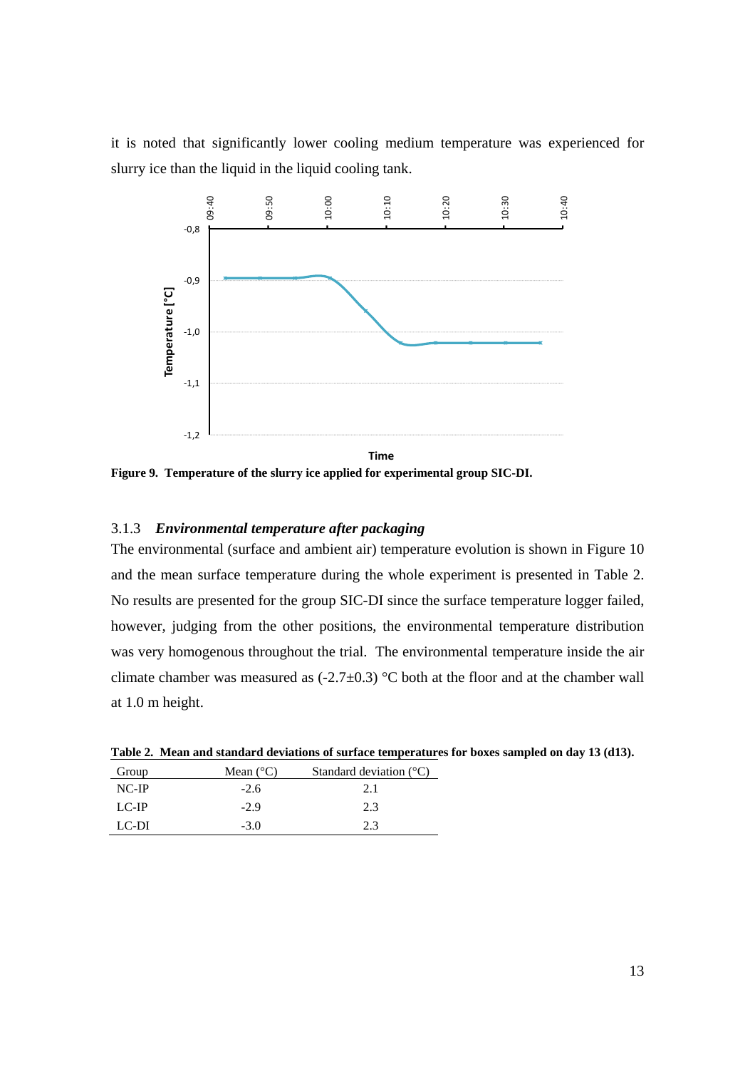it is noted that significantly lower cooling medium temperature was experienced for slurry ice than the liquid in the liquid cooling tank.

**Figure 9. Temperature of the slurry ice applied for experimental group SIC-DI.**

### 3.1.3 *Environmental temperature after packaging*

The environmental (surface and ambient air) temperature evolution is shown in Figure 10 and the mean surface temperature during the whole experiment is presented in Table 2. No results are presented for the group SIC-DI since the surface temperature logger failed, however, judging from the other positions, the environmental temperature distribution was very homogenous throughout the trial. The environmental temperature inside the air climate chamber was measured as (-2.7±0.3) °C both at the floor and at the chamber wall at 1.0 m height.

**Table 2. Mean and standard deviations of surface temperatures for boxes sampled on day 13 (d13).**

| Group | Mean (°C) | Standard deviation (°C) |
|---|---|---|
| NC-IP | -2.6 | 2.1 |
| LC-IP | -2.9 | 2.3 |
| LC-DI | -3.0 | 2.3 |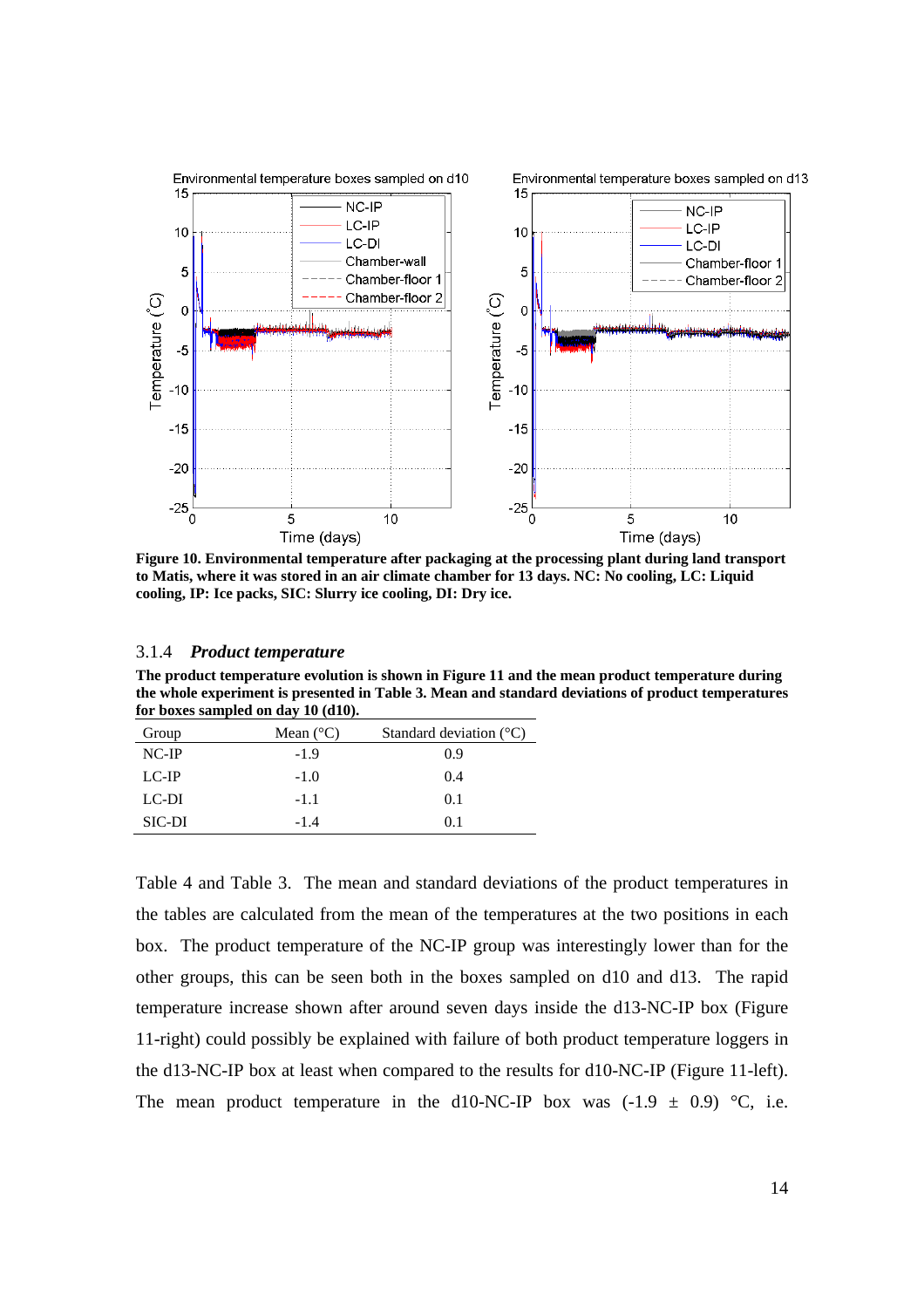**Figure 10. Environmental temperature after packaging at the processing plant during land transport to Matis, where it was stored in an air climate chamber for 13 days. NC: No cooling, LC: Liquid cooling, IP: Ice packs, SIC: Slurry ice cooling, DI: Dry ice.**

### 3.1.4 *Product temperature*

**The product temperature evolution is shown in Figure 11 and the mean product temperature during the whole experiment is presented in Table 3. Mean and standard deviations of product temperatures for boxes sampled on day 10 (d10).**

| Group | Mean (°C) | Standard deviation (°C) |
|---|---|---|
| NC-IP | -1.9 | 0.9 |
| LC-IP | -1.0 | 0.4 |
| LC-DI | -1.1 | 0.1 |
| SIC-DI | -1.4 | 0.1 |

Table 4 and Table 3. The mean and standard deviations of the product temperatures in the tables are calculated from the mean of the temperatures at the two positions in each box. The product temperature of the NC-IP group was interestingly lower than for the other groups, this can be seen both in the boxes sampled on d10 and d13. The rapid temperature increase shown after around seven days inside the d13-NC-IP box (Figure 11-right) could possibly be explained with failure of both product temperature loggers in the d13-NC-IP box at least when compared to the results for d10-NC-IP (Figure 11-left). The mean product temperature in the d10-NC-IP box was (-1.9 ± 0.9) °C, i.e.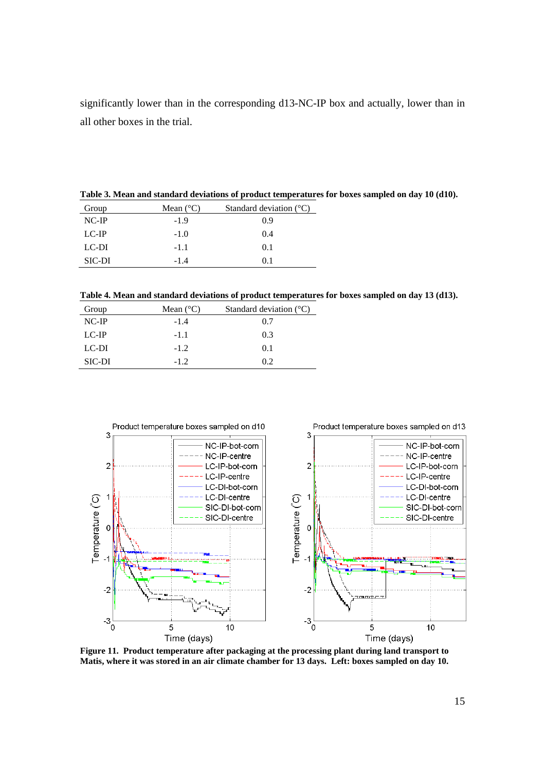significantly lower than in the corresponding d13-NC-IP box and actually, lower than in all other boxes in the trial.

**Table 3. Mean and standard deviations of product temperatures for boxes sampled on day 10 (d10).**

| Group | Mean (°C) | Standard deviation (°C) |
|---|---|---|
| NC-IP | -1.9 | 0.9 |
| LC-IP | -1.0 | 0.4 |
| LC-DI | -1.1 | 0.1 |
| SIC-DI | -1.4 | 0.1 |

**Table 4. Mean and standard deviations of product temperatures for boxes sampled on day 13 (d13).**

| Group | Mean (°C) | Standard deviation (°C) |
|---|---|---|
| NC-IP | -1.4 | 0.7 |
| LC-IP | -1.1 | 0.3 |
| LC-DI | -1.2 | 0.1 |
| SIC-DI | -1.2 | 0.2 |

**Figure 11. Product temperature after packaging at the processing plant during land transport to Matis, where it was stored in an air climate chamber for 13 days. Left: boxes sampled on day 10.**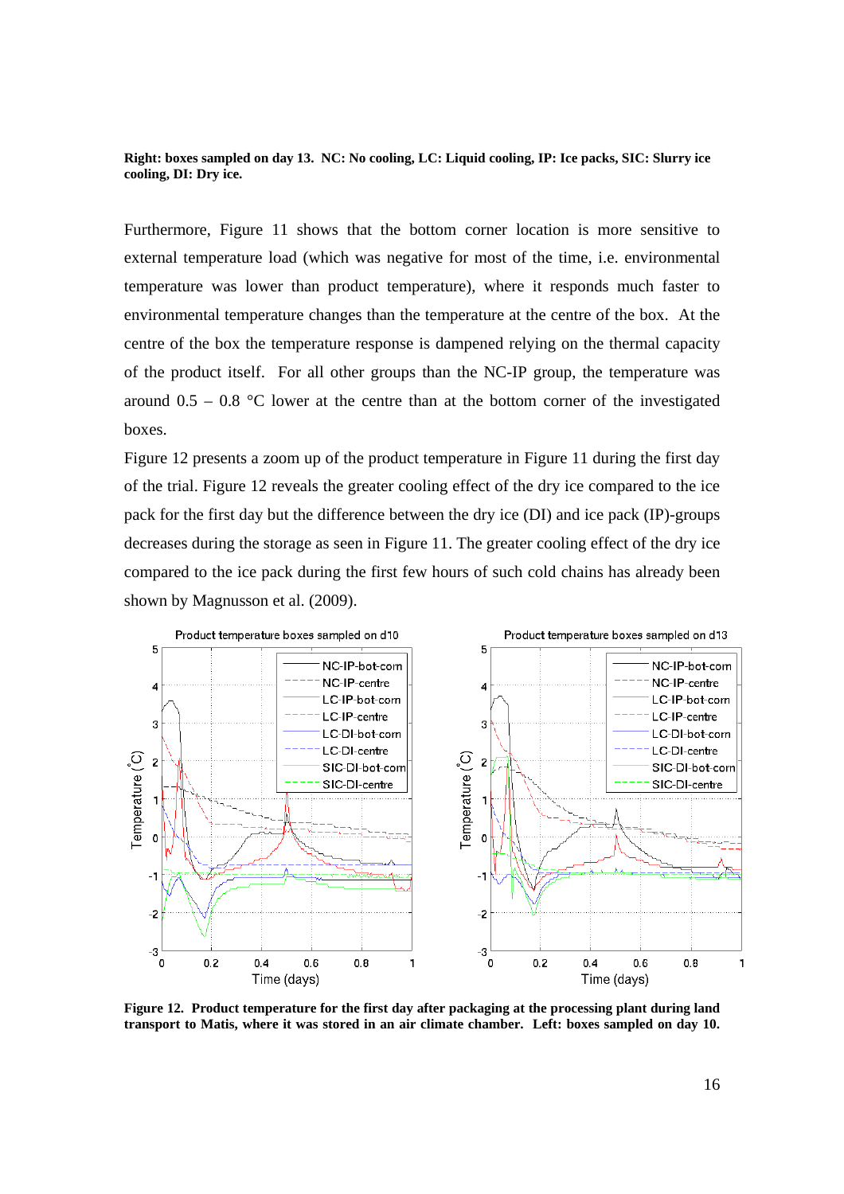**Right: boxes sampled on day 13. NC: No cooling, LC: Liquid cooling, IP: Ice packs, SIC: Slurry ice cooling, DI: Dry ice.**

Furthermore, Figure 11 shows that the bottom corner location is more sensitive to external temperature load (which was negative for most of the time, i.e. environmental temperature was lower than product temperature), where it responds much faster to environmental temperature changes than the temperature at the centre of the box. At the centre of the box the temperature response is dampened relying on the thermal capacity of the product itself. For all other groups than the NC-IP group, the temperature was around 0.5 – 0.8 °C lower at the centre than at the bottom corner of the investigated boxes.

Figure 12 presents a zoom up of the product temperature in Figure 11 during the first day of the trial. Figure 12 reveals the greater cooling effect of the dry ice compared to the ice pack for the first day but the difference between the dry ice (DI) and ice pack (IP)-groups decreases during the storage as seen in Figure 11. The greater cooling effect of the dry ice compared to the ice pack during the first few hours of such cold chains has already been shown by Magnusson et al. (2009).

**Figure 12. Product temperature for the first day after packaging at the processing plant during land transport to Matis, where it was stored in an air climate chamber. Left: boxes sampled on day 10.**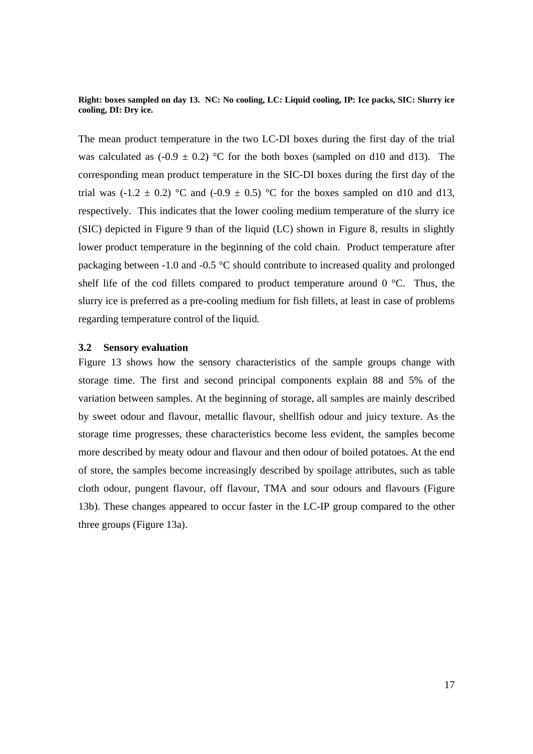**Right: boxes sampled on day 13. NC: No cooling, LC: Liquid cooling, IP: Ice packs, SIC: Slurry ice cooling, DI: Dry ice.**

The mean product temperature in the two LC-DI boxes during the first day of the trial was calculated as ($-0.9 \pm 0.2$) °C for the both boxes (sampled on d10 and d13). The corresponding mean product temperature in the SIC-DI boxes during the first day of the trial was ($-1.2 \pm 0.2$) °C and ($-0.9 \pm 0.5$) °C for the boxes sampled on d10 and d13, respectively. This indicates that the lower cooling medium temperature of the slurry ice (SIC) depicted in Figure 9 than of the liquid (LC) shown in Figure 8, results in slightly lower product temperature in the beginning of the cold chain. Product temperature after packaging between -1.0 and -0.5 °C should contribute to increased quality and prolonged shelf life of the cod fillets compared to product temperature around 0 °C. Thus, the slurry ice is preferred as a pre-cooling medium for fish fillets, at least in case of problems regarding temperature control of the liquid.

### 3.2 Sensory evaluation

Figure 13 shows how the sensory characteristics of the sample groups change with storage time. The first and second principal components explain 88 and 5% of the variation between samples. At the beginning of storage, all samples are mainly described by sweet odour and flavour, metallic flavour, shellfish odour and juicy texture. As the storage time progresses, these characteristics become less evident, the samples become more described by meaty odour and flavour and then odour of boiled potatoes. At the end of store, the samples become increasingly described by spoilage attributes, such as table cloth odour, pungent flavour, off flavour, TMA and sour odours and flavours (Figure 13b). These changes appeared to occur faster in the LC-IP group compared to the other three groups (Figure 13a).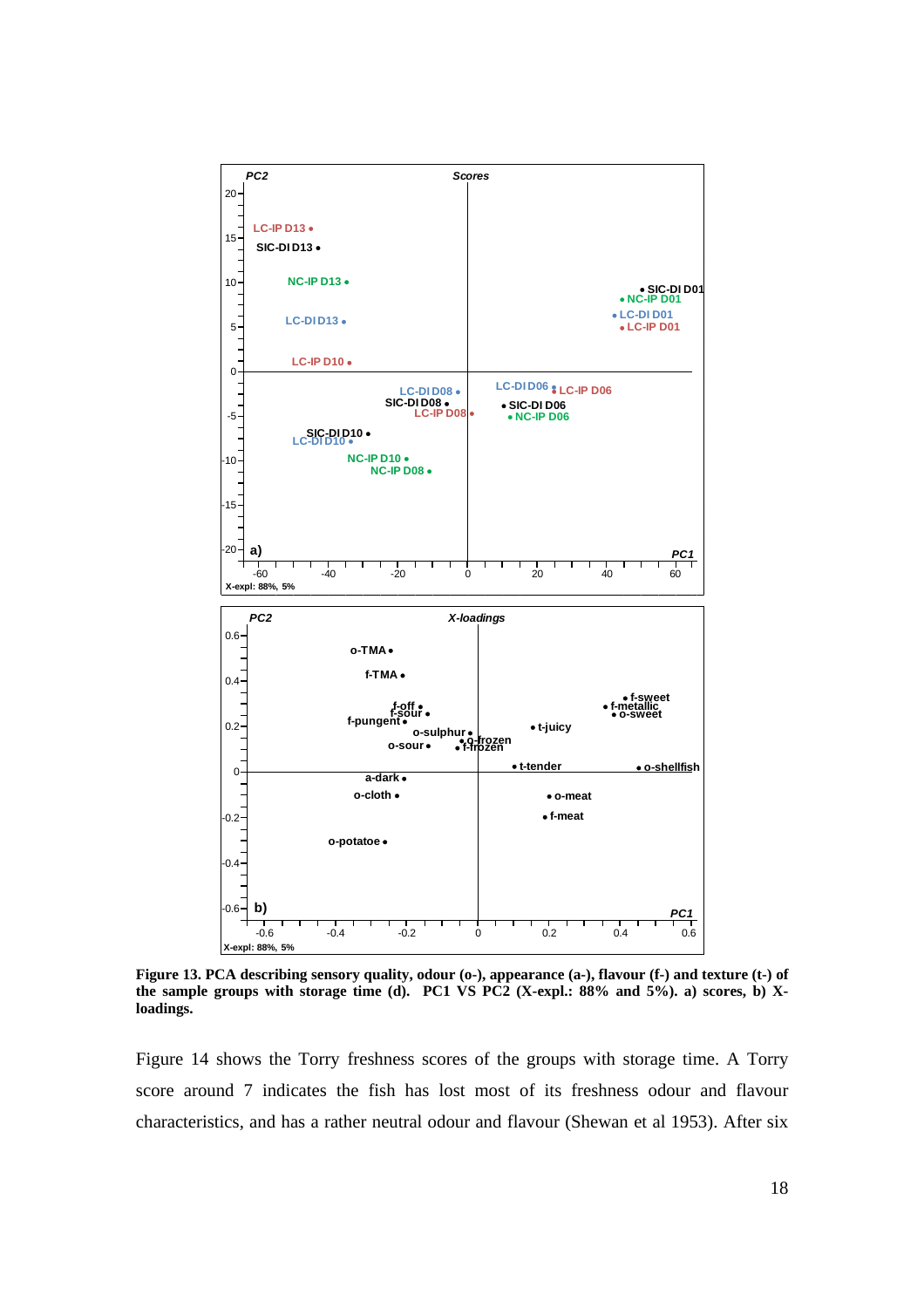**Figure 13. PCA describing sensory quality, odour (o-), appearance (a-), flavour (f-) and texture (t-) of the sample groups with storage time (d). PC1 VS PC2 (X-expl.: 88% and 5%). a) scores, b) X-loadings.**

Figure 14 shows the Torry freshness scores of the groups with storage time. A Torry score around 7 indicates the fish has lost most of its freshness odour and flavour characteristics, and has a rather neutral odour and flavour (Shewan et al 1953). After six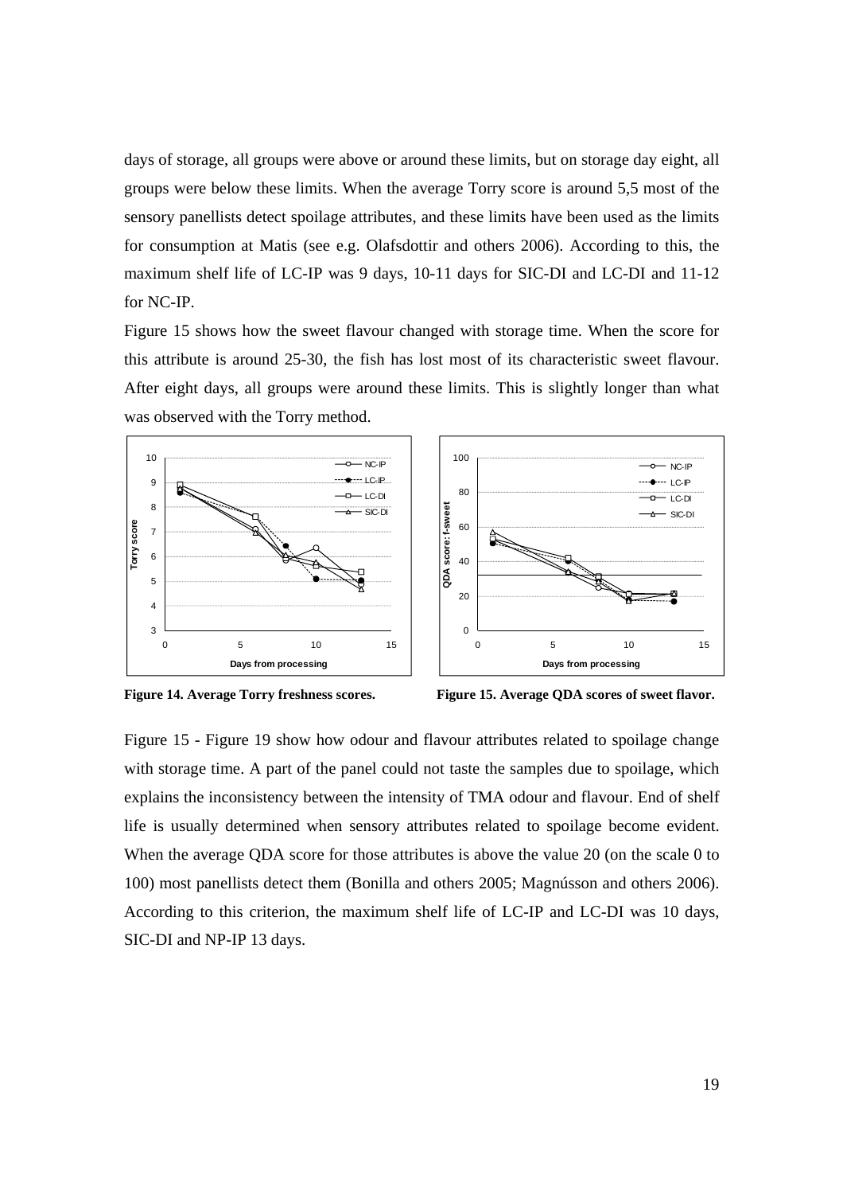days of storage, all groups were above or around these limits, but on storage day eight, all groups were below these limits. When the average Torry score is around 5,5 most of the sensory panellists detect spoilage attributes, and these limits have been used as the limits for consumption at Matis (see e.g. Olafsdottir and others 2006). According to this, the maximum shelf life of LC-IP was 9 days, 10-11 days for SIC-DI and LC-DI and 11-12 for NC-IP.

Figure 15 shows how the sweet flavour changed with storage time. When the score for this attribute is around 25-30, the fish has lost most of its characteristic sweet flavour. After eight days, all groups were around these limits. This is slightly longer than what was observed with the Torry method.

**Figure 14. Average Torry freshness scores.**

**Figure 15. Average QDA scores of sweet flavor.**

Figure 15 - Figure 19 show how odour and flavour attributes related to spoilage change with storage time. A part of the panel could not taste the samples due to spoilage, which explains the inconsistency between the intensity of TMA odour and flavour. End of shelf life is usually determined when sensory attributes related to spoilage become evident. When the average QDA score for those attributes is above the value 20 (on the scale 0 to 100) most panellists detect them (Bonilla and others 2005; Magnússon and others 2006). According to this criterion, the maximum shelf life of LC-IP and LC-DI was 10 days, SIC-DI and NP-IP 13 days.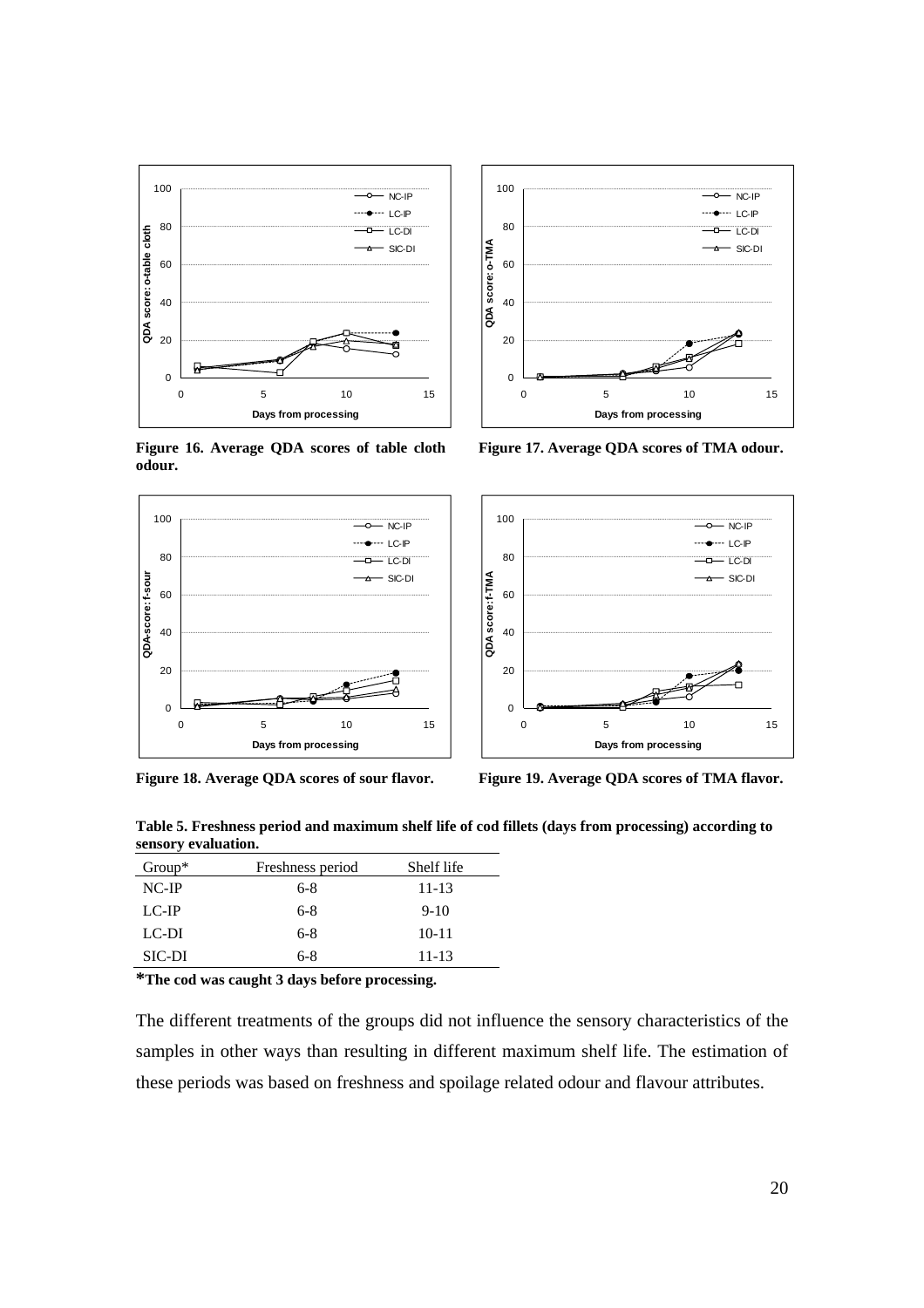Figure 16. Average QDA scores of table cloth odour.

Figure 17. Average QDA scores of TMA odour.

Figure 18. Average QDA scores of sour flavor.

Figure 19. Average QDA scores of TMA flavor.

**Table 5. Freshness period and maximum shelf life of cod fillets (days from processing) according to sensory evaluation.**

| Group* | Freshness period | Shelf life |
|---|---|---|
| NC-IP | 6-8 | 11-13 |
| LC-IP | 6-8 | 9-10 |
| LC-DI | 6-8 | 10-11 |
| SIC-DI | 6-8 | 11-13 |

**\*The cod was caught 3 days before processing.**

The different treatments of the groups did not influence the sensory characteristics of the samples in other ways than resulting in different maximum shelf life. The estimation of these periods was based on freshness and spoilage related odour and flavour attributes.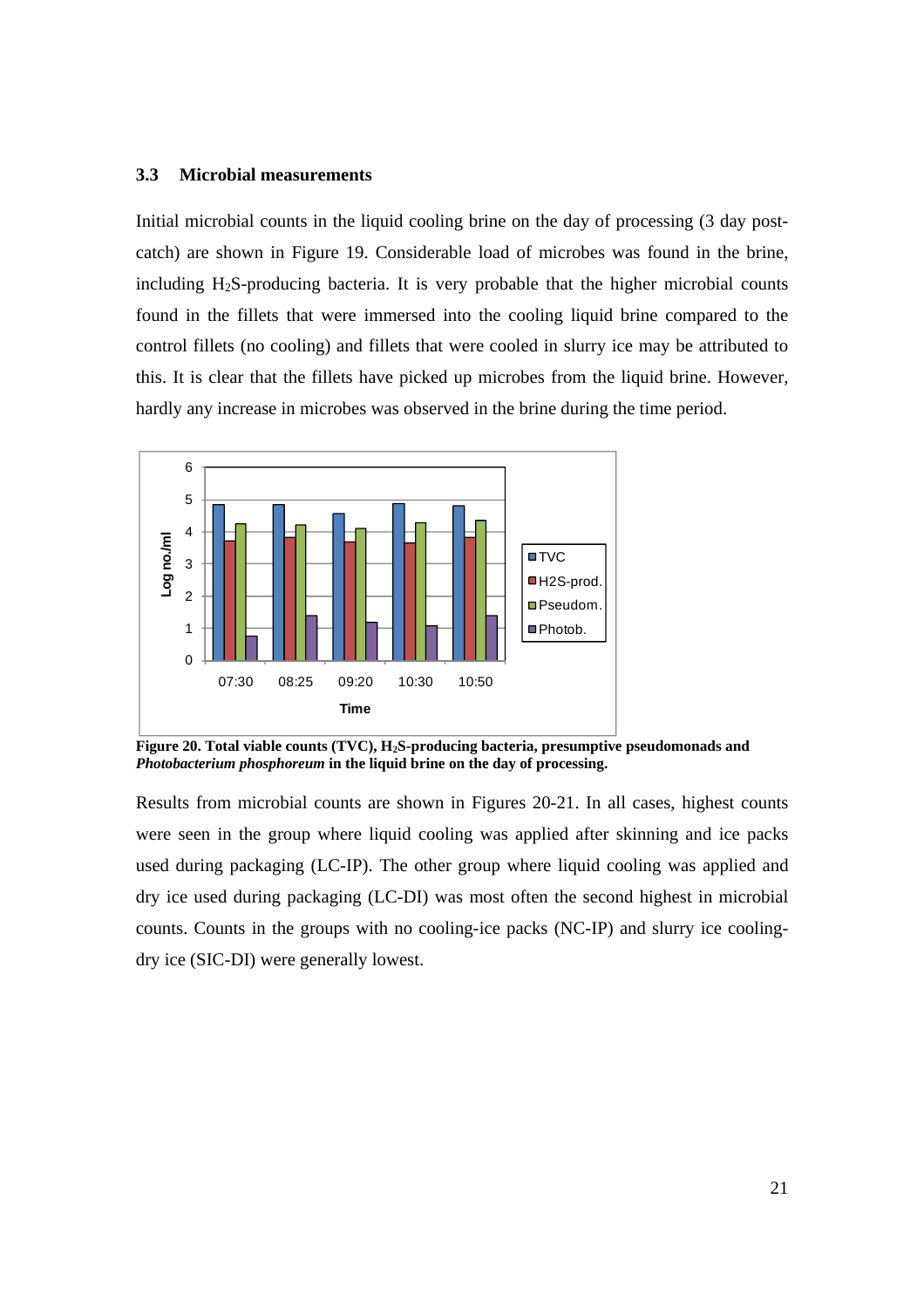### 3.3 Microbial measurements

Initial microbial counts in the liquid cooling brine on the day of processing (3 day post-catch) are shown in Figure 19. Considerable load of microbes was found in the brine, including $H_2S$-producing bacteria. It is very probable that the higher microbial counts found in the fillets that were immersed into the cooling liquid brine compared to the control fillets (no cooling) and fillets that were cooled in slurry ice may be attributed to this. It is clear that the fillets have picked up microbes from the liquid brine. However, hardly any increase in microbes was observed in the brine during the time period.

**Figure 20. Total viable counts (TVC), $H_2S$-producing bacteria, presumptive pseudomonads and *Photobacterium phosphoreum* in the liquid brine on the day of processing.**

Results from microbial counts are shown in Figures 20-21. In all cases, highest counts were seen in the group where liquid cooling was applied after skinning and ice packs used during packaging (LC-IP). The other group where liquid cooling was applied and dry ice used during packaging (LC-DI) was most often the second highest in microbial counts. Counts in the groups with no cooling-ice packs (NC-IP) and slurry ice cooling-dry ice (SIC-DI) were generally lowest.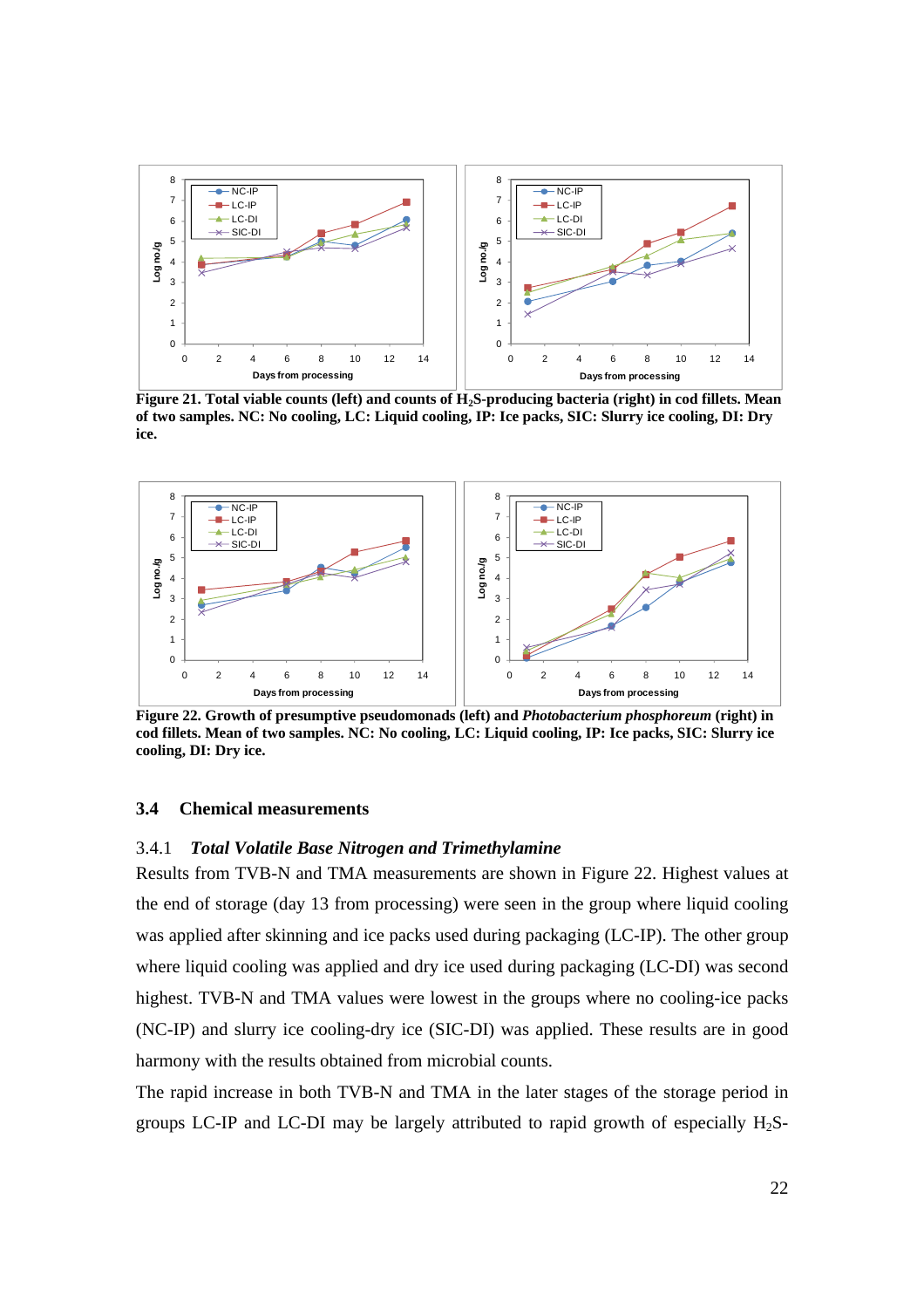Figure 21. Total viable counts (left) and counts of $H_2S$-producing bacteria (right) in cod fillets. Mean of two samples. NC: No cooling, LC: Liquid cooling, IP: Ice packs, SIC: Slurry ice cooling, DI: Dry ice.

**Figure 22. Growth of presumptive pseudomonads (left) and *Photobacterium phosphoreum* (right) in cod fillets. Mean of two samples. NC: No cooling, LC: Liquid cooling, IP: Ice packs, SIC: Slurry ice cooling, DI: Dry ice.**

## 3.4 Chemical measurements

### 3.4.1 *Total Volatile Base Nitrogen and Trimethylamine*

Results from TVB-N and TMA measurements are shown in Figure 22. Highest values at the end of storage (day 13 from processing) were seen in the group where liquid cooling was applied after skinning and ice packs used during packaging (LC-IP). The other group where liquid cooling was applied and dry ice used during packaging (LC-DI) was second highest. TVB-N and TMA values were lowest in the groups where no cooling-ice packs (NC-IP) and slurry ice cooling-dry ice (SIC-DI) was applied. These results are in good harmony with the results obtained from microbial counts.

The rapid increase in both TVB-N and TMA in the later stages of the storage period in groups LC-IP and LC-DI may be largely attributed to rapid growth of especially $H_2S$-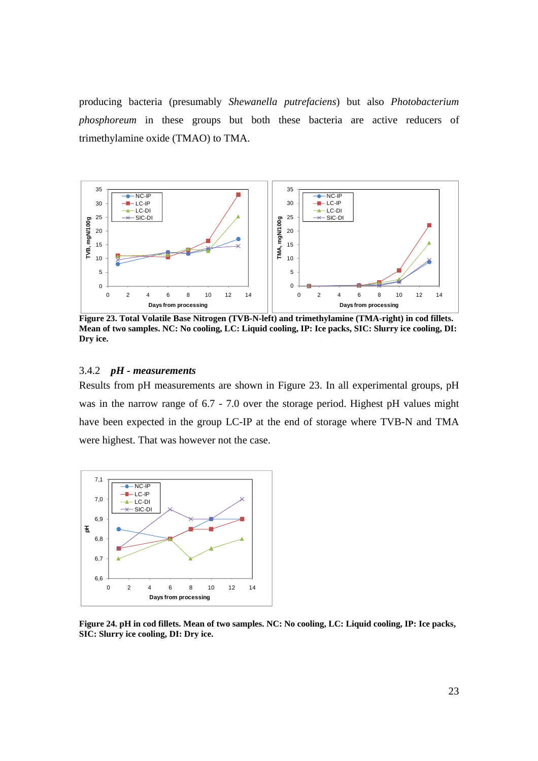producing bacteria (presumably *Shewanella putrefaciens*) but also *Photobacterium phosphoreum* in these groups but both these bacteria are active reducers of trimethylamine oxide (TMAO) to TMA.

**Figure 23. Total Volatile Base Nitrogen (TVB-N-left) and trimethylamine (TMA-right) in cod fillets. Mean of two samples. NC: No cooling, LC: Liquid cooling, IP: Ice packs, SIC: Slurry ice cooling, DI: Dry ice.**

### 3.4.2 *pH - measurements*

Results from pH measurements are shown in Figure 23. In all experimental groups, pH was in the narrow range of 6.7 - 7.0 over the storage period. Highest pH values might have been expected in the group LC-IP at the end of storage where TVB-N and TMA were highest. That was however not the case.

**Figure 24. pH in cod fillets. Mean of two samples. NC: No cooling, LC: Liquid cooling, IP: Ice packs, SIC: Slurry ice cooling, DI: Dry ice.**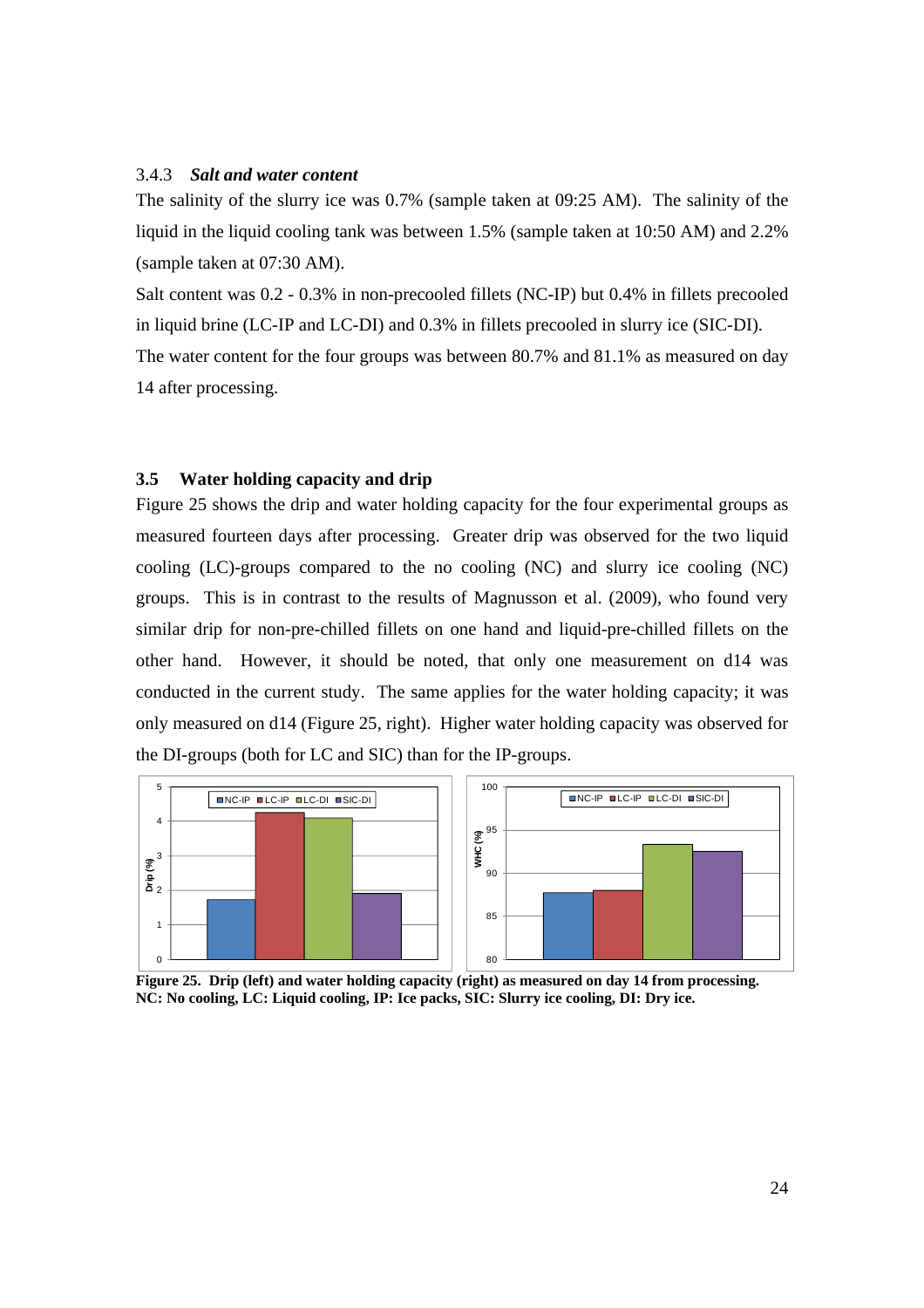### 3.4.3 *Salt and water content*

The salinity of the slurry ice was 0.7% (sample taken at 09:25 AM). The salinity of the liquid in the liquid cooling tank was between 1.5% (sample taken at 10:50 AM) and 2.2% (sample taken at 07:30 AM).

Salt content was 0.2 - 0.3% in non-precooled fillets (NC-IP) but 0.4% in fillets precooled in liquid brine (LC-IP and LC-DI) and 0.3% in fillets precooled in slurry ice (SIC-DI).

The water content for the four groups was between 80.7% and 81.1% as measured on day 14 after processing.

## 3.5 Water holding capacity and drip

Figure 25 shows the drip and water holding capacity for the four experimental groups as measured fourteen days after processing. Greater drip was observed for the two liquid cooling (LC)-groups compared to the no cooling (NC) and slurry ice cooling (NC) groups. This is in contrast to the results of Magnusson et al. (2009), who found very similar drip for non-pre-chilled fillets on one hand and liquid-pre-chilled fillets on the other hand. However, it should be noted, that only one measurement on d14 was conducted in the current study. The same applies for the water holding capacity; it was only measured on d14 (Figure 25, right). Higher water holding capacity was observed for the DI-groups (both for LC and SIC) than for the IP-groups.

**Figure 25. Drip (left) and water holding capacity (right) as measured on day 14 from processing. NC: No cooling, LC: Liquid cooling, IP: Ice packs, SIC: Slurry ice cooling, DI: Dry ice.**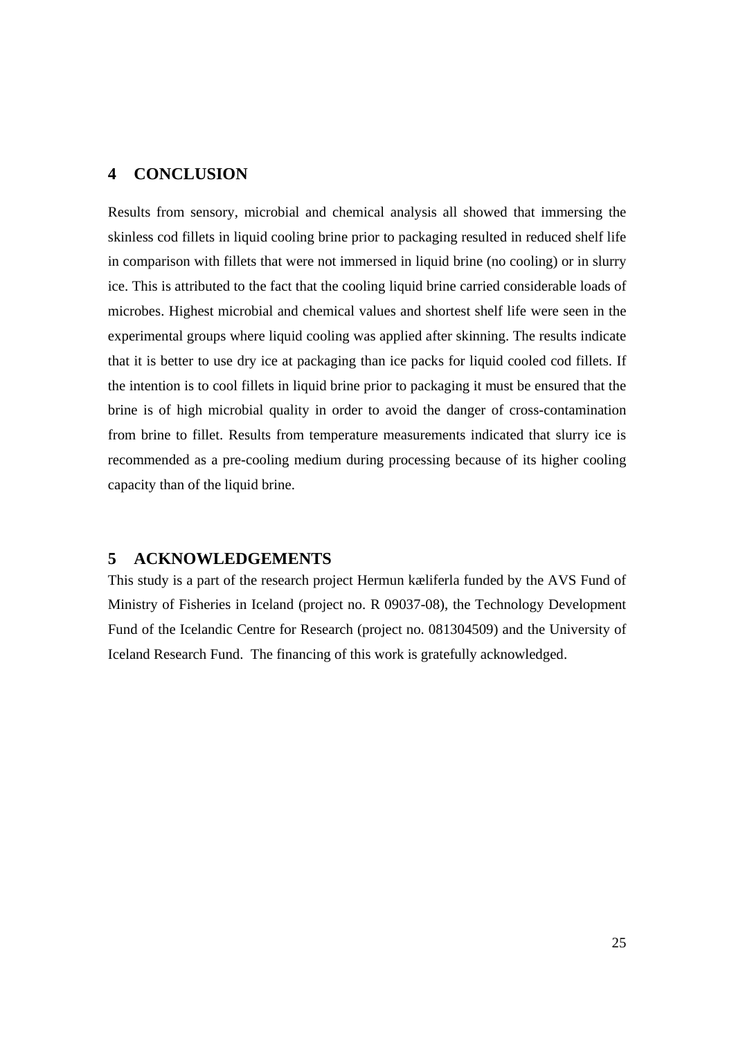## 4 CONCLUSION

Results from sensory, microbial and chemical analysis all showed that immersing the skinless cod fillets in liquid cooling brine prior to packaging resulted in reduced shelf life in comparison with fillets that were not immersed in liquid brine (no cooling) or in slurry ice. This is attributed to the fact that the cooling liquid brine carried considerable loads of microbes. Highest microbial and chemical values and shortest shelf life were seen in the experimental groups where liquid cooling was applied after skinning. The results indicate that it is better to use dry ice at packaging than ice packs for liquid cooled cod fillets. If the intention is to cool fillets in liquid brine prior to packaging it must be ensured that the brine is of high microbial quality in order to avoid the danger of cross-contamination from brine to fillet. Results from temperature measurements indicated that slurry ice is recommended as a pre-cooling medium during processing because of its higher cooling capacity than of the liquid brine.

## 5 ACKNOWLEDGEMENTS

This study is a part of the research project Hermun kæliferla funded by the AVS Fund of Ministry of Fisheries in Iceland (project no. R 09037-08), the Technology Development Fund of the Icelandic Centre for Research (project no. 081304509) and the University of Iceland Research Fund. The financing of this work is gratefully acknowledged.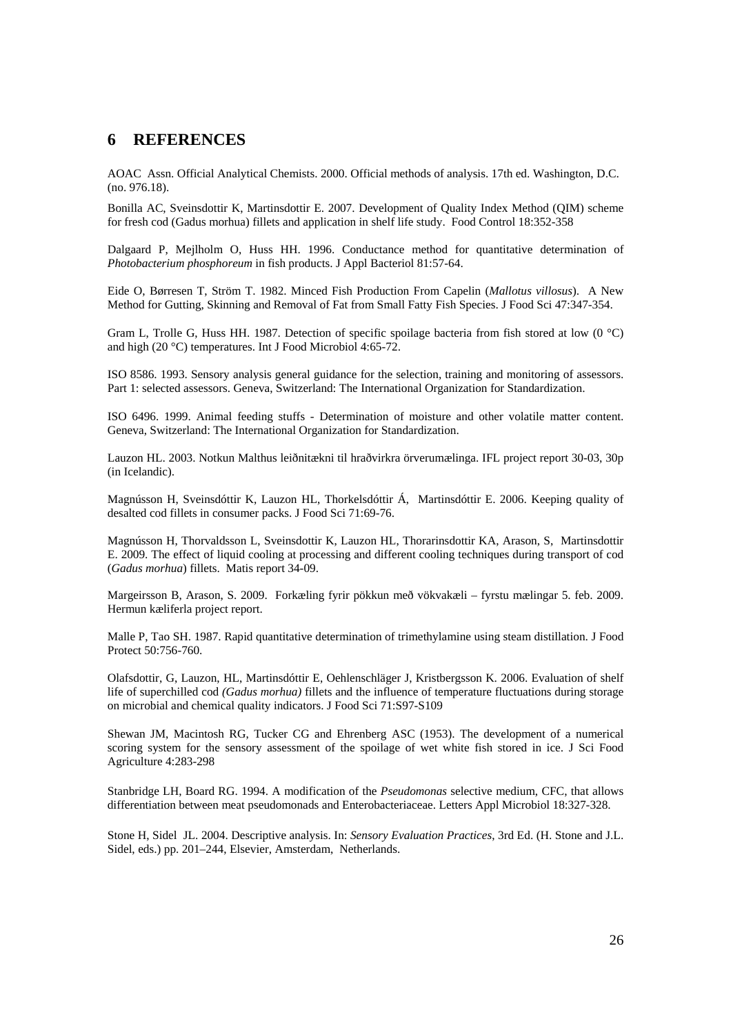# 6 REFERENCES

AOAC Assn. Official Analytical Chemists. 2000. Official methods of analysis. 17th ed. Washington, D.C. (no. 976.18).

Bonilla AC, Sveinsdottir K, Martinsdottir E. 2007. Development of Quality Index Method (QIM) scheme for fresh cod (Gadus morhua) fillets and application in shelf life study. Food Control 18:352-358

Dalgaard P, Mejlholm O, Huss HH. 1996. Conductance method for quantitative determination of *Photobacterium phosphoreum* in fish products. J Appl Bacteriol 81:57-64.

Eide O, Børresen T, Ström T. 1982. Minced Fish Production From Capelin (*Mallotus villosus*). A New Method for Gutting, Skinning and Removal of Fat from Small Fatty Fish Species. J Food Sci 47:347-354.

Gram L, Trolle G, Huss HH. 1987. Detection of specific spoilage bacteria from fish stored at low (0 °C) and high (20 °C) temperatures. Int J Food Microbiol 4:65-72.

ISO 8586. 1993. Sensory analysis general guidance for the selection, training and monitoring of assessors. Part 1: selected assessors. Geneva, Switzerland: The International Organization for Standardization.

ISO 6496. 1999. Animal feeding stuffs - Determination of moisture and other volatile matter content. Geneva, Switzerland: The International Organization for Standardization.

Lauzon HL. 2003. Notkun Malthus leiðnitækni til hraðvirkra örverumælinga. IFL project report 30-03, 30p (in Icelandic).

Magnússon H, Sveinsdóttir K, Lauzon HL, Thorkelsdóttir Á, Martinsdóttir E. 2006. Keeping quality of desalted cod fillets in consumer packs. J Food Sci 71:69-76.

Magnússon H, Thorvaldsson L, Sveinsdottir K, Lauzon HL, Thorarinsdottir KA, Arason, S, Martinsdottir E. 2009. The effect of liquid cooling at processing and different cooling techniques during transport of cod (*Gadus morhua*) fillets. Matis report 34-09.

Margeirsson B, Arason, S. 2009. Forkæling fyrir pökkun með vökvakæli – fyrstu mælingar 5. feb. 2009. Hermun kæliferla project report.

Malle P, Tao SH. 1987. Rapid quantitative determination of trimethylamine using steam distillation. J Food Protect 50:756-760.

Olafsdottir, G, Lauzon, HL, Martinsdóttir E, Oehlenschläger J, Kristbergsson K. 2006. Evaluation of shelf life of superchilled cod *(Gadus morhua)* fillets and the influence of temperature fluctuations during storage on microbial and chemical quality indicators. J Food Sci 71:S97-S109

Shewan JM, Macintosh RG, Tucker CG and Ehrenberg ASC (1953). The development of a numerical scoring system for the sensory assessment of the spoilage of wet white fish stored in ice. J Sci Food Agriculture 4:283-298

Stanbridge LH, Board RG. 1994. A modification of the *Pseudomonas* selective medium, CFC, that allows differentiation between meat pseudomonads and Enterobacteriaceae. Letters Appl Microbiol 18:327-328.

Stone H, Sidel JL. 2004. Descriptive analysis. In: *Sensory Evaluation Practices*, 3rd Ed. (H. Stone and J.L. Sidel, eds.) pp. 201–244, Elsevier, Amsterdam, Netherlands.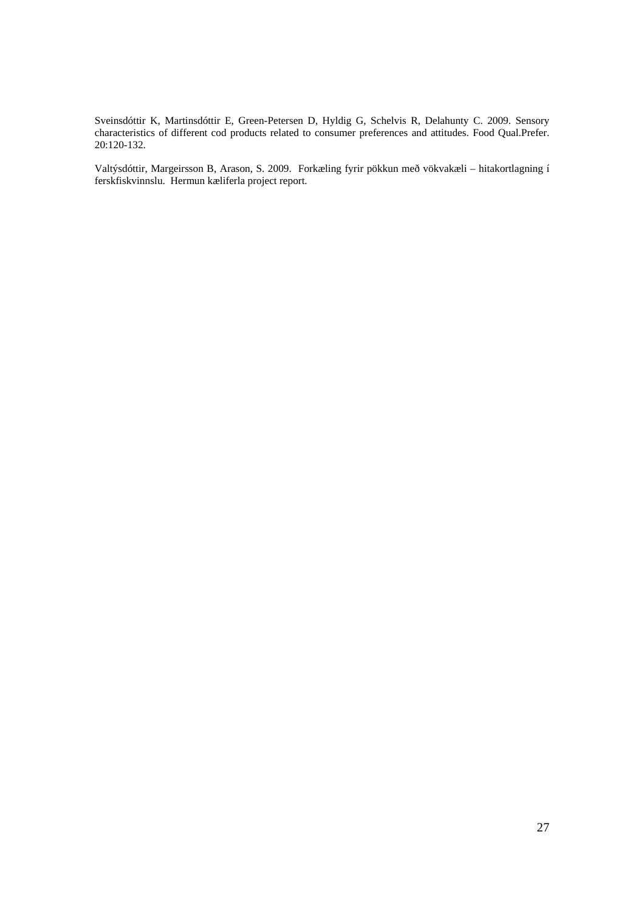Sveinsdóttir K, Martinsdóttir E, Green-Petersen D, Hyldig G, Schelvis R, Delahunty C. 2009. Sensory characteristics of different cod products related to consumer preferences and attitudes. Food Qual.Prefer. 20:120-132.

Valtýsdóttir, Margeirsson B, Arason, S. 2009. Forkæling fyrir pökkun með vökvakæli – hitakortlagning í ferskfiskvinnslu. Hermun kæliferla project report.